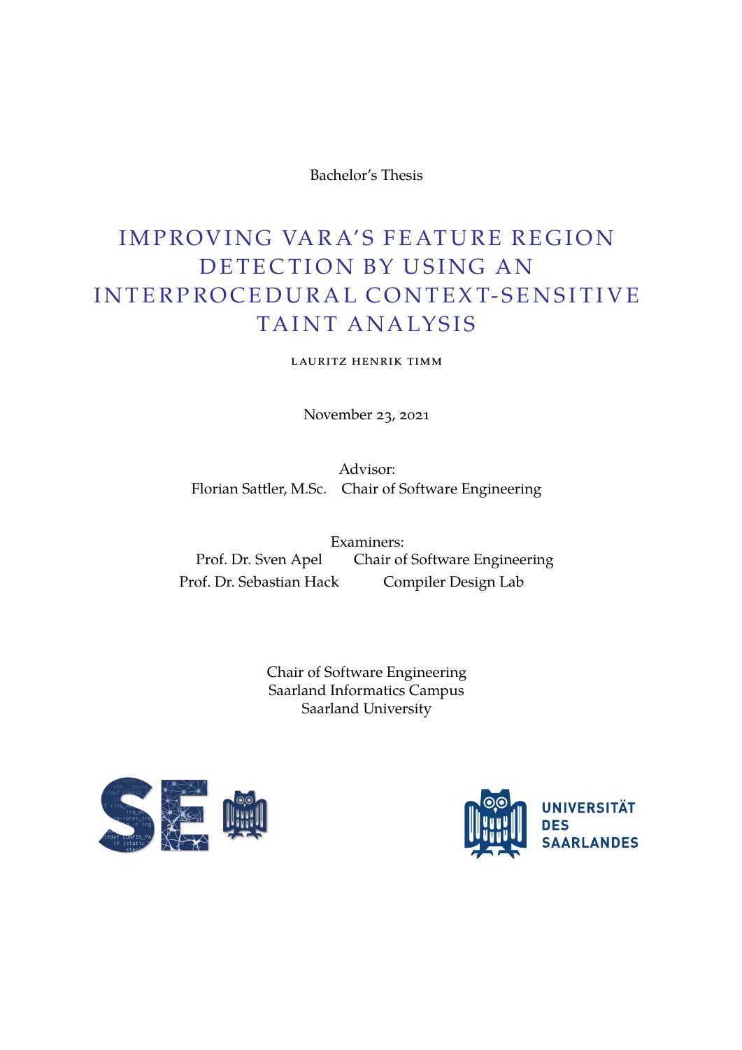Bachelor's Thesis

# IMPROVING VARA'S FEATURE REGION DETECTION BY USING AN INTERPROCEDURAL CONTEXT-SENSITIVE TAINT ANALYSIS

LAURITZ HENRIK TIMM

November 23, 2021

Advisor:
Florian Sattler, M.Sc. Chair of Software Engineering

Examiners:
Prof. Dr. Sven Apel Chair of Software Engineering
Prof. Dr. Sebastian Hack Compiler Design Lab

Chair of Software Engineering
Saarland Informatics Campus
Saarland University

UNIVERSITÄT DES SAARLANDES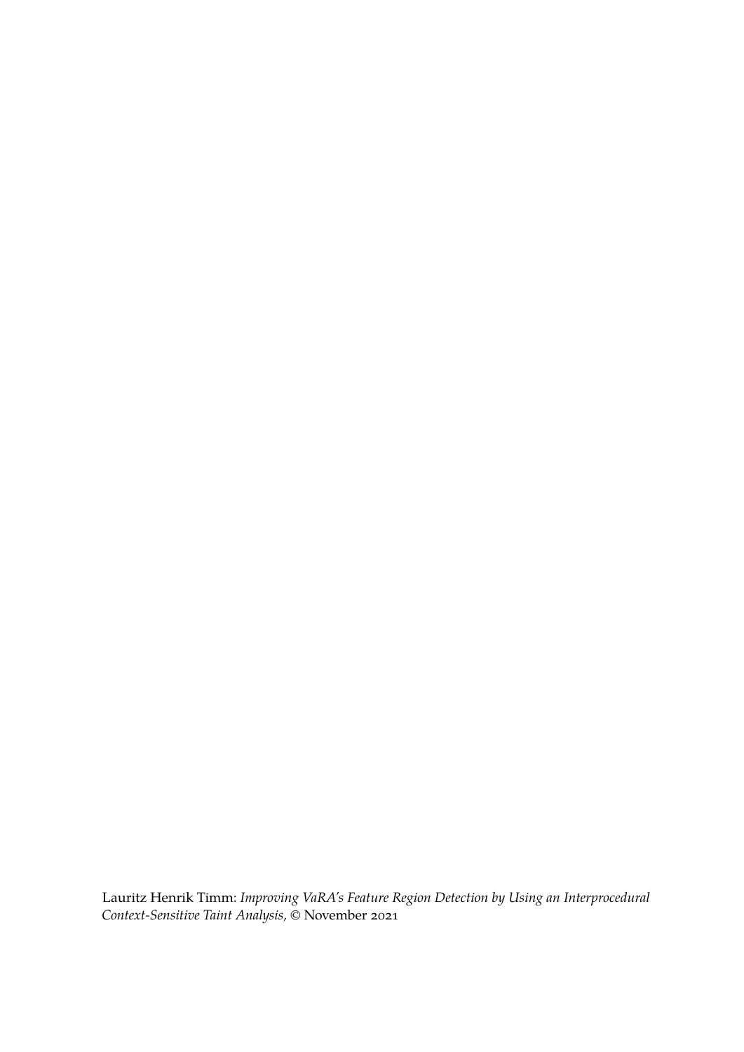Lauritz Henrik Timm: *Improving VaRA's Feature Region Detection by Using an Interprocedural Context-Sensitive Taint Analysis,* © November 2021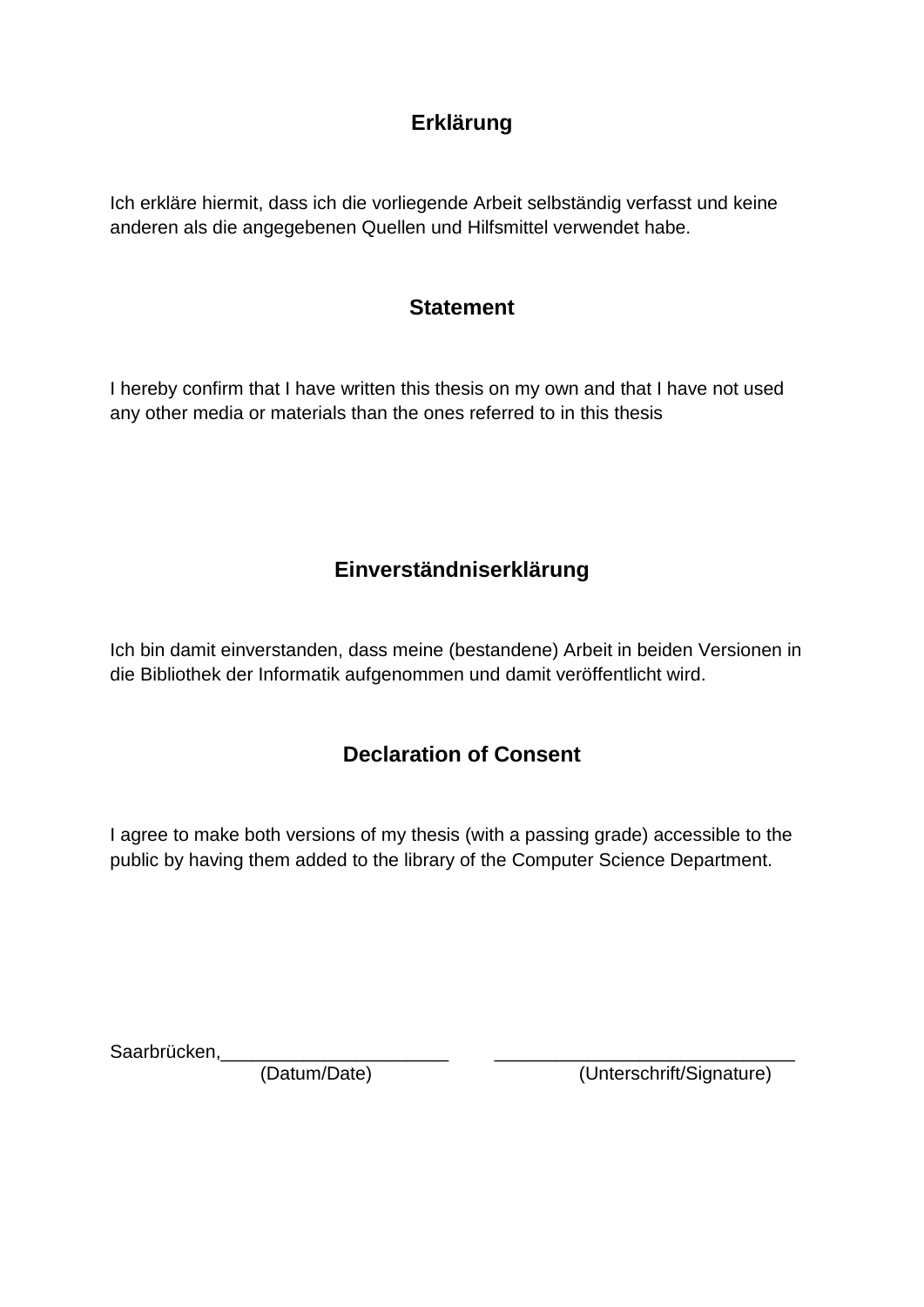## Erklärung

Ich erkläre hiermit, dass ich die vorliegende Arbeit selbständig verfasst und keine anderen als die angegebenen Quellen und Hilfsmittel verwendet habe.

## Statement

I hereby confirm that I have written this thesis on my own and that I have not used any other media or materials than the ones referred to in this thesis

## Einverständniserklärung

Ich bin damit einverstanden, dass meine (bestandene) Arbeit in beiden Versionen in die Bibliothek der Informatik aufgenommen und damit veröffentlicht wird.

## Declaration of Consent

I agree to make both versions of my thesis (with a passing grade) accessible to the public by having them added to the library of the Computer Science Department.

Saarbrücken,______________________ ____________________________

(Datum/Date) (Unterschrift/Signature)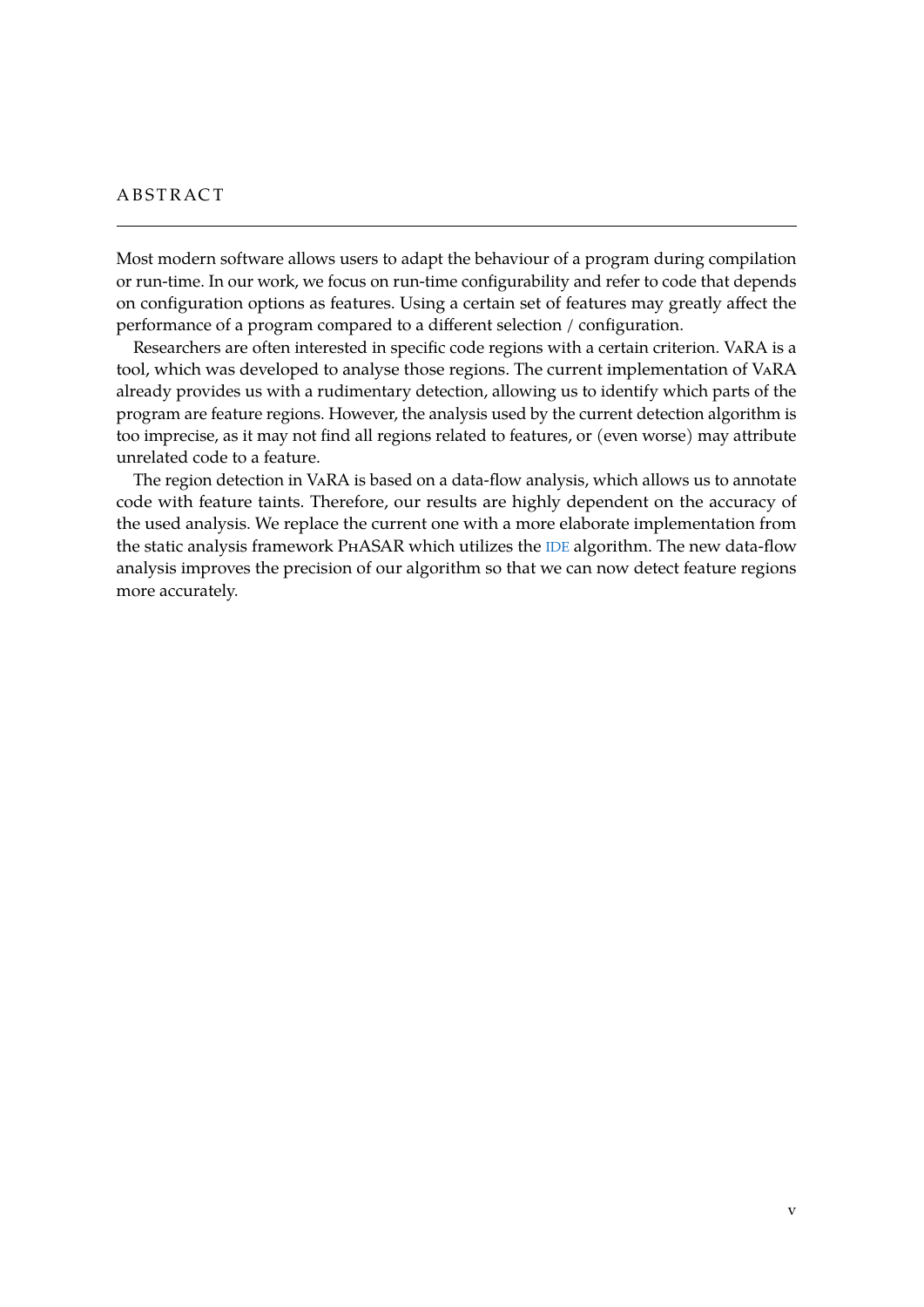# ABSTRACT

Most modern software allows users to adapt the behaviour of a program during compilation or run-time. In our work, we focus on run-time configurability and refer to code that depends on configuration options as features. Using a certain set of features may greatly affect the performance of a program compared to a different selection / configuration.

Researchers are often interested in specific code regions with a certain criterion. VaRA is a tool, which was developed to analyse those regions. The current implementation of VaRA already provides us with a rudimentary detection, allowing us to identify which parts of the program are feature regions. However, the analysis used by the current detection algorithm is too imprecise, as it may not find all regions related to features, or (even worse) may attribute unrelated code to a feature.

The region detection in VaRA is based on a data-flow analysis, which allows us to annotate code with feature taints. Therefore, our results are highly dependent on the accuracy of the used analysis. We replace the current one with a more elaborate implementation from the static analysis framework PhASAR which utilizes the IDE algorithm. The new data-flow analysis improves the precision of our algorithm so that we can now detect feature regions more accurately.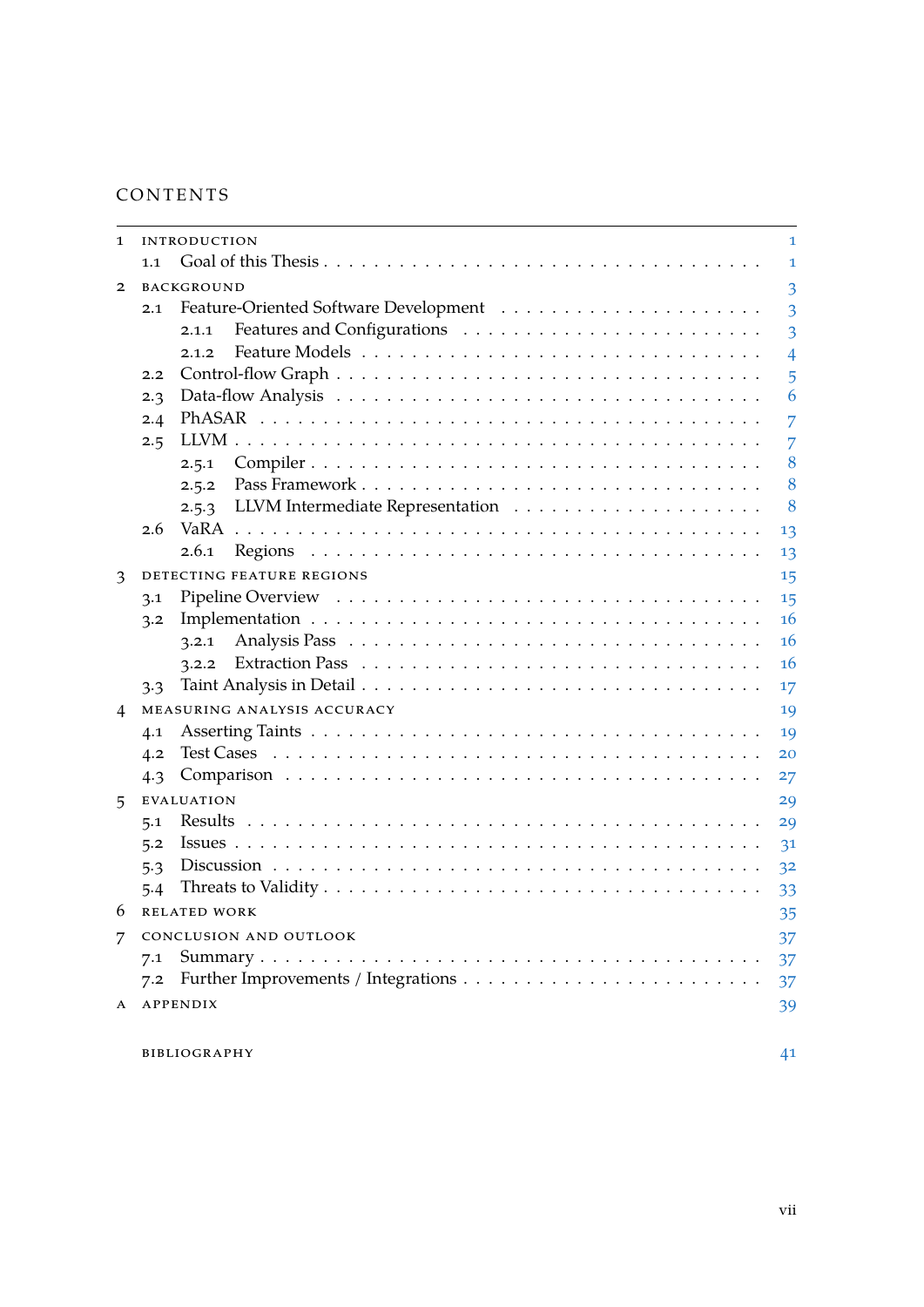# CONTENTS

- 1 INTRODUCTION 1
  - 1.1 Goal of this Thesis 1
- 2 BACKGROUND 3
  - 2.1 Feature-Oriented Software Development 3
    - 2.1.1 Features and Configurations 3
    - 2.1.2 Feature Models 4
  - 2.2 Control-flow Graph 5
  - 2.3 Data-flow Analysis 6
  - 2.4 PhASAR 7
  - 2.5 LLVM 7
    - 2.5.1 Compiler 8
    - 2.5.2 Pass Framework 8
    - 2.5.3 LLVM Intermediate Representation 8
  - 2.6 VaRA 13
    - 2.6.1 Regions 13
- 3 DETECTING FEATURE REGIONS 15
  - 3.1 Pipeline Overview 15
  - 3.2 Implementation 16
    - 3.2.1 Analysis Pass 16
    - 3.2.2 Extraction Pass 16
  - 3.3 Taint Analysis in Detail 17
- 4 MEASURING ANALYSIS ACCURACY 19
  - 4.1 Asserting Taints 19
  - 4.2 Test Cases 20
  - 4.3 Comparison 27
- 5 EVALUATION 29
  - 5.1 Results 29
  - 5.2 Issues 31
  - 5.3 Discussion 32
  - 5.4 Threats to Validity 33
- 6 RELATED WORK 35
- 7 CONCLUSION AND OUTLOOK 37
  - 7.1 Summary 37
  - 7.2 Further Improvements / Integrations 37
- A APPENDIX 39

BIBLIOGRAPHY 41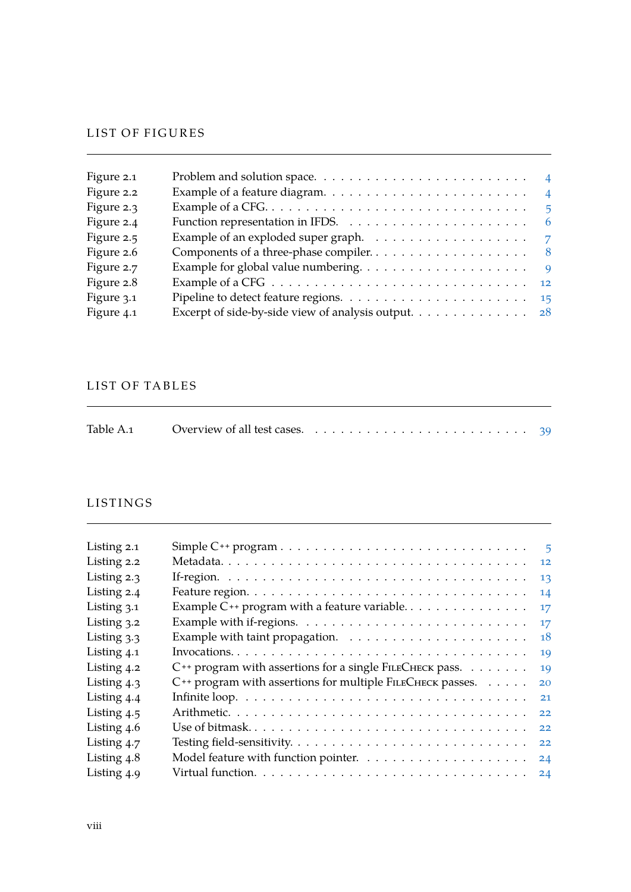# LIST OF FIGURES

| | | |
|---|---|---|
| Figure 2.1 | Problem and solution space. | 4 |
| Figure 2.2 | Example of a feature diagram. | 4 |
| Figure 2.3 | Example of a CFG. | 5 |
| Figure 2.4 | Function representation in IFDS. | 6 |
| Figure 2.5 | Example of an exploded super graph. | 7 |
| Figure 2.6 | Components of a three-phase compiler. | 8 |
| Figure 2.7 | Example for global value numbering. | 9 |
| Figure 2.8 | Example of a CFG | 12 |
| Figure 3.1 | Pipeline to detect feature regions. | 15 |
| Figure 4.1 | Excerpt of side-by-side view of analysis output. | 28 |

# LIST OF TABLES

| | | |
|---|---|---|
| Table A.1 | Overview of all test cases. | 39 |

# LISTINGS

| | | |
|---|---|---|
| Listing 2.1 | Simple C++ program | 5 |
| Listing 2.2 | Metadata. | 12 |
| Listing 2.3 | If-region. | 13 |
| Listing 2.4 | Feature region. | 14 |
| Listing 3.1 | Example C++ program with a feature variable. | 17 |
| Listing 3.2 | Example with if-regions. | 17 |
| Listing 3.3 | Example with taint propagation. | 18 |
| Listing 4.1 | Invocations. | 19 |
| Listing 4.2 | C++ program with assertions for a single FileCheck pass. | 19 |
| Listing 4.3 | C++ program with assertions for multiple FileCheck passes. | 20 |
| Listing 4.4 | Infinite loop. | 21 |
| Listing 4.5 | Arithmetic. | 22 |
| Listing 4.6 | Use of bitmask. | 22 |
| Listing 4.7 | Testing field-sensitivity. | 22 |
| Listing 4.8 | Model feature with function pointer. | 24 |
| Listing 4.9 | Virtual function. | 24 |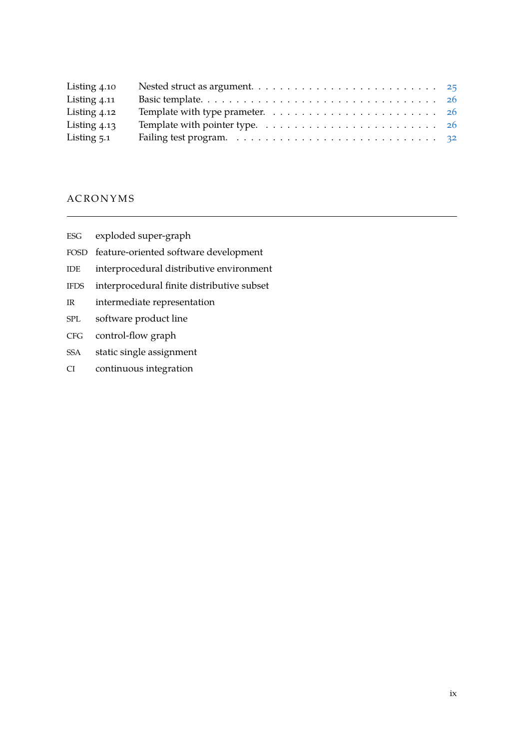| | | |
|---|---|---|
| Listing 4.10 | Nested struct as argument. | 25 |
| Listing 4.11 | Basic template. | 26 |
| Listing 4.12 | Template with type prameter. | 26 |
| Listing 4.13 | Template with pointer type. | 26 |
| Listing 5.1 | Failing test program. | 32 |

# ACRONYMS

ESG exploded super-graph

FOSD feature-oriented software development

IDE interprocedural distributive environment

IFDS interprocedural finite distributive subset

IR intermediate representation

SPL software product line

CFG control-flow graph

SSA static single assignment

CI continuous integration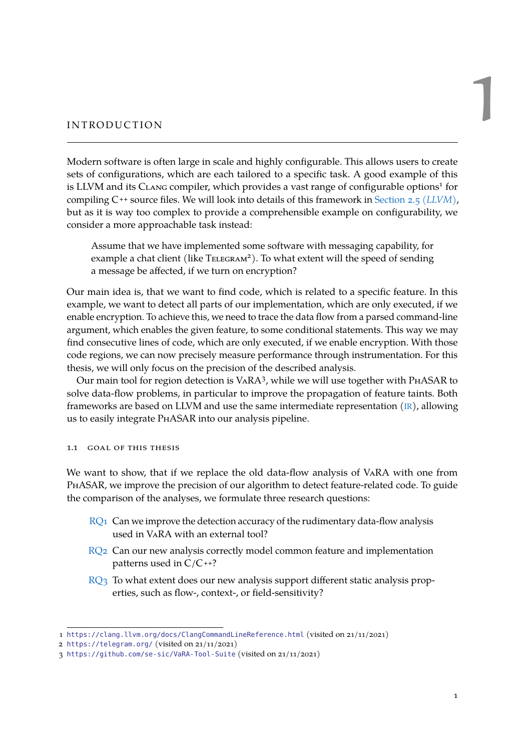# 1 INTRODUCTION

Modern software is often large in scale and highly configurable. This allows users to create sets of configurations, which are each tailored to a specific task. A good example of this is LLVM and its Clang compiler, which provides a vast range of configurable options[1] for compiling C++ source files. We will look into details of this framework in Section 2.5 (*LLVM*), but as it is way too complex to provide a comprehensible example on configurability, we consider a more approachable task instead:

> Assume that we have implemented some software with messaging capability, for example a chat client (like Telegram[2]). To what extent will the speed of sending a message be affected, if we turn on encryption?

Our main idea is, that we want to find code, which is related to a specific feature. In this example, we want to detect all parts of our implementation, which are only executed, if we enable encryption. To achieve this, we need to trace the data flow from a parsed command-line argument, which enables the given feature, to some conditional statements. This way we may find consecutive lines of code, which are only executed, if we enable encryption. With those code regions, we can now precisely measure performance through instrumentation. For this thesis, we will only focus on the precision of the described analysis.

Our main tool for region detection is VaRA[3], while we will use together with PhASAR to solve data-flow problems, in particular to improve the propagation of feature taints. Both frameworks are based on LLVM and use the same intermediate representation (IR), allowing us to easily integrate PhASAR into our analysis pipeline.

## 1.1 Goal of this thesis

We want to show, that if we replace the old data-flow analysis of VaRA with one from PhASAR, we improve the precision of our algorithm to detect feature-related code. To guide the comparison of the analyses, we formulate three research questions:

- **RQ1** Can we improve the detection accuracy of the rudimentary data-flow analysis used in VaRA with an external tool?
- **RQ2** Can our new analysis correctly model common feature and implementation patterns used in C/C++?
- **RQ3** To what extent does our new analysis support different static analysis properties, such as flow-, context-, or field-sensitivity?

---

1 https://clang.llvm.org/docs/ClangCommandLineReference.html (visited on 21/11/2021)
2 https://telegram.org/ (visited on 21/11/2021)
3 https://github.com/se-sic/VaRA-Tool-Suite (visited on 21/11/2021)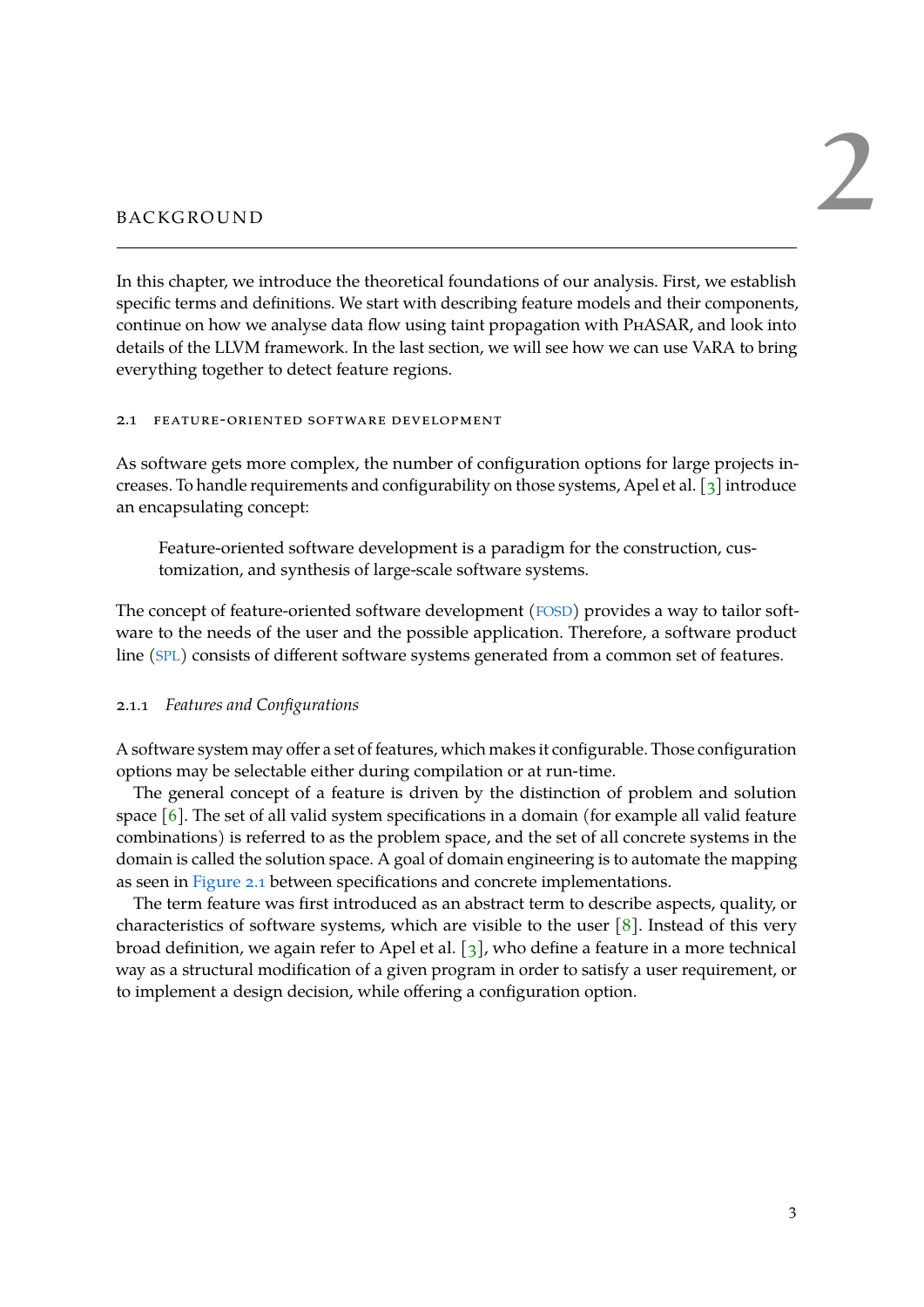# 2 BACKGROUND

In this chapter, we introduce the theoretical foundations of our analysis. First, we establish specific terms and definitions. We start with describing feature models and their components, continue on how we analyse data flow using taint propagation with PhASAR, and look into details of the LLVM framework. In the last section, we will see how we can use VaRA to bring everything together to detect feature regions.

## 2.1 Feature-Oriented Software Development

As software gets more complex, the number of configuration options for large projects increases. To handle requirements and configurability on those systems, Apel et al. [3] introduce an encapsulating concept:

> Feature-oriented software development is a paradigm for the construction, customization, and synthesis of large-scale software systems.

The concept of feature-oriented software development (FOSD) provides a way to tailor software to the needs of the user and the possible application. Therefore, a software product line (SPL) consists of different software systems generated from a common set of features.

### 2.1.1 *Features and Configurations*

A software system may offer a set of features, which makes it configurable. Those configuration options may be selectable either during compilation or at run-time.

The general concept of a feature is driven by the distinction of problem and solution space [6]. The set of all valid system specifications in a domain (for example all valid feature combinations) is referred to as the problem space, and the set of all concrete systems in the domain is called the solution space. A goal of domain engineering is to automate the mapping as seen in Figure 2.1 between specifications and concrete implementations.

The term feature was first introduced as an abstract term to describe aspects, quality, or characteristics of software systems, which are visible to the user [8]. Instead of this very broad definition, we again refer to Apel et al. [3], who define a feature in a more technical way as a structural modification of a given program in order to satisfy a user requirement, or to implement a design decision, while offering a configuration option.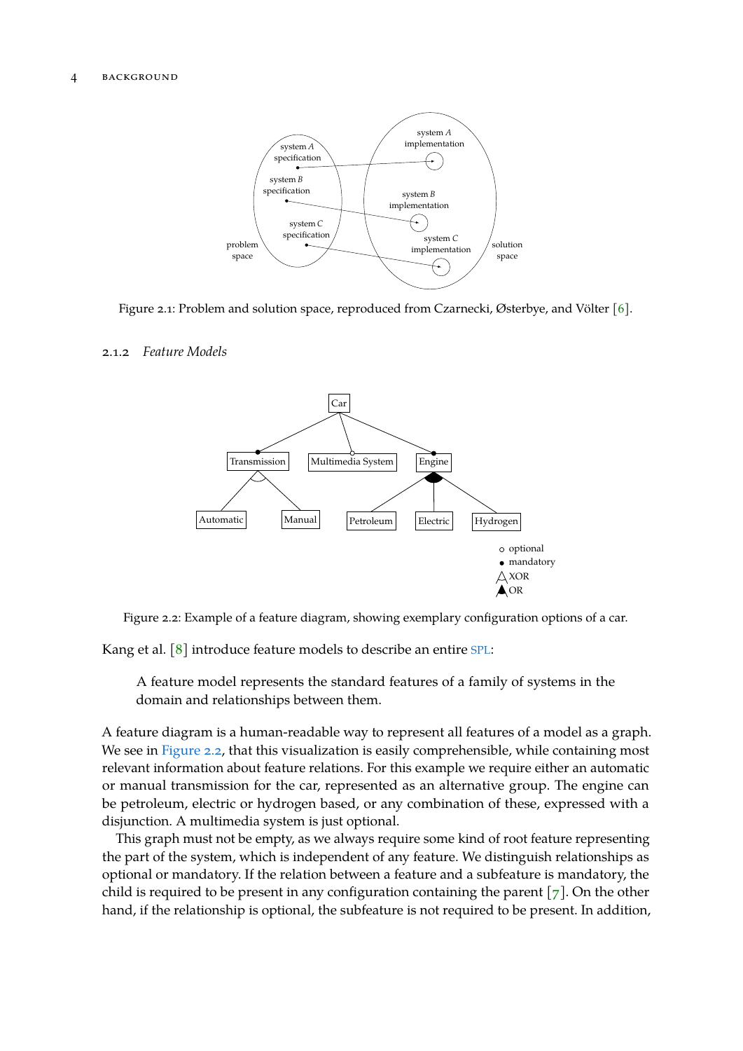Figure 2.1: Problem and solution space, reproduced from Czarnecki, Østerbye, and Völter [6].

### 2.1.2 *Feature Models*

Figure 2.2: Example of a feature diagram, showing exemplary configuration options of a car.

Kang et al. [8] introduce feature models to describe an entire SPL:

> A feature model represents the standard features of a family of systems in the domain and relationships between them.

A feature diagram is a human-readable way to represent all features of a model as a graph. We see in Figure 2.2, that this visualization is easily comprehensible, while containing most relevant information about feature relations. For this example we require either an automatic or manual transmission for the car, represented as an alternative group. The engine can be petroleum, electric or hydrogen based, or any combination of these, expressed with a disjunction. A multimedia system is just optional.

This graph must not be empty, as we always require some kind of root feature representing the part of the system, which is independent of any feature. We distinguish relationships as optional or mandatory. If the relation between a feature and a subfeature is mandatory, the child is required to be present in any configuration containing the parent [7]. On the other hand, if the relationship is optional, the subfeature is not required to be present. In addition,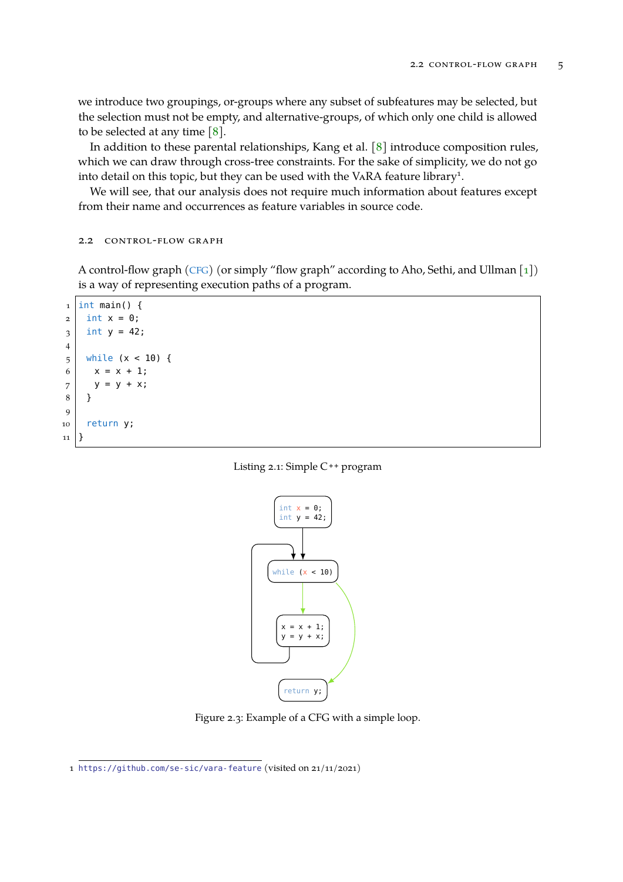we introduce two groupings, or-groups where any subset of subfeatures may be selected, but the selection must not be empty, and alternative-groups, of which only one child is allowed to be selected at any time [8].

In addition to these parental relationships, Kang et al. [8] introduce composition rules, which we can draw through cross-tree constraints. For the sake of simplicity, we do not go into detail on this topic, but they can be used with the VaRA feature library[1].

We will see, that our analysis does not require much information about features except from their name and occurrences as feature variables in source code.

## 2.2 Control-flow graph

A control-flow graph (CFG) (or simply "flow graph" according to Aho, Sethi, and Ullman [1]) is a way of representing execution paths of a program.

```
int main() {
  int x = 0;
  int y = 42;

  while (x < 10) {
    x = x + 1;
    y = y + x;
  }

  return y;
}
```

Listing 2.1: Simple C++ program

```
int x = 0;
int y = 42;

while (x < 10)

x = x + 1;
y = y + x;

return y;
```

Figure 2.3: Example of a CFG with a simple loop.

1 https://github.com/se-sic/vara-feature (visited on 21/11/2021)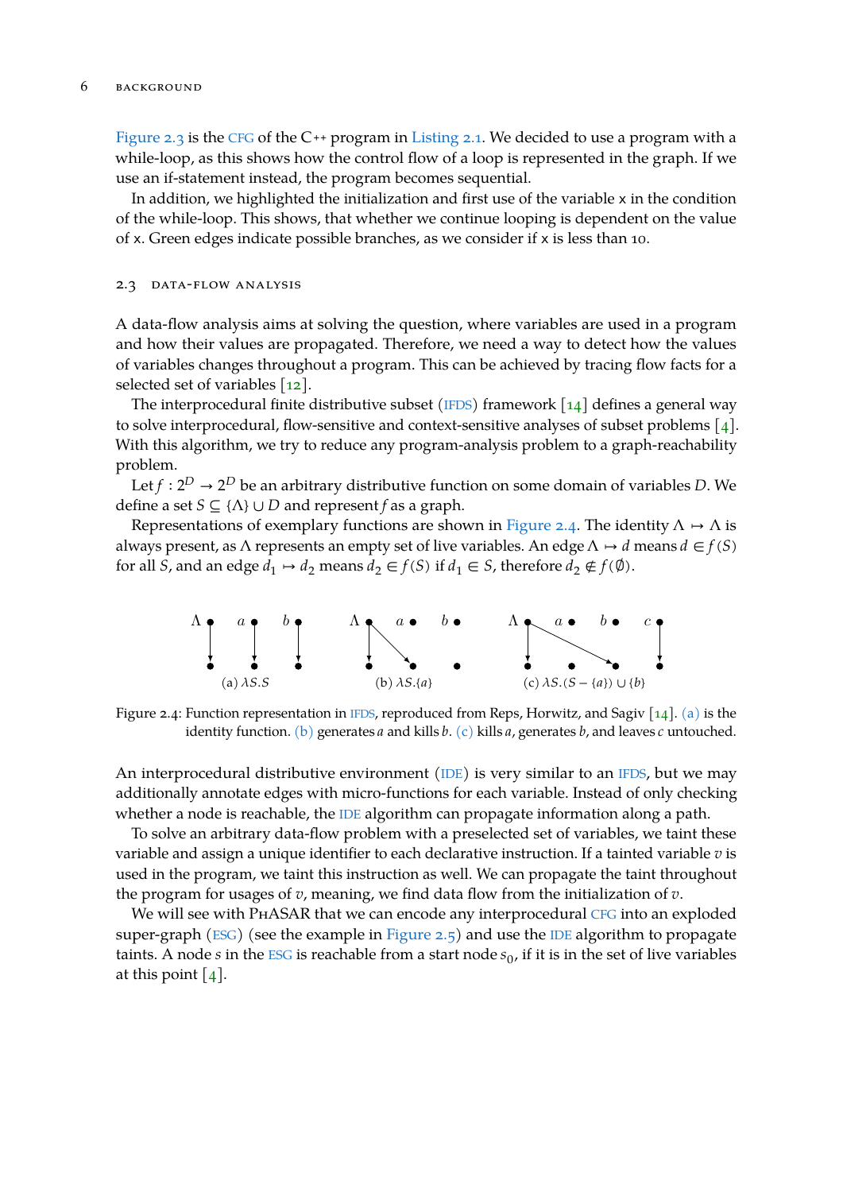Figure 2.3 is the CFG of the C++ program in Listing 2.1. We decided to use a program with a while-loop, as this shows how the control flow of a loop is represented in the graph. If we use an if-statement instead, the program becomes sequential.

In addition, we highlighted the initialization and first use of the variable x in the condition of the while-loop. This shows, that whether we continue looping is dependent on the value of x. Green edges indicate possible branches, as we consider if x is less than 10.

## 2.3 DATA-FLOW ANALYSIS

A data-flow analysis aims at solving the question, where variables are used in a program and how their values are propagated. Therefore, we need a way to detect how the values of variables changes throughout a program. This can be achieved by tracing flow facts for a selected set of variables [12].

The interprocedural finite distributive subset (IFDS) framework [14] defines a general way to solve interprocedural, flow-sensitive and context-sensitive analyses of subset problems [4]. With this algorithm, we try to reduce any program-analysis problem to a graph-reachability problem.

Let $f : 2^D \to 2^D$ be an arbitrary distributive function on some domain of variables $D$. We define a set $S \subseteq \{\Lambda\} \cup D$ and represent $f$ as a graph.

Representations of exemplary functions are shown in Figure 2.4. The identity $\Lambda \mapsto \Lambda$ is always present, as $\Lambda$ represents an empty set of live variables. An edge $\Lambda \mapsto d$ means $d \in f(S)$ for all $S$, and an edge $d_1 \mapsto d_2$ means $d_2 \in f(S)$ if $d_1 \in S$, therefore $d_2 \notin f(\emptyset)$.

(a) $\lambda S.S$ (b) $\lambda S.\{a\}$ (c) $\lambda S.(S - \{a\}) \cup \{b\}$

Figure 2.4: Function representation in IFDS, reproduced from Reps, Horwitz, and Sagiv [14]. (a) is the identity function. (b) generates $a$ and kills $b$. (c) kills $a$, generates $b$, and leaves $c$ untouched.

An interprocedural distributive environment (IDE) is very similar to an IFDS, but we may additionally annotate edges with micro-functions for each variable. Instead of only checking whether a node is reachable, the IDE algorithm can propagate information along a path.

To solve an arbitrary data-flow problem with a preselected set of variables, we taint these variable and assign a unique identifier to each declarative instruction. If a tainted variable $v$ is used in the program, we taint this instruction as well. We can propagate the taint throughout the program for usages of $v$, meaning, we find data flow from the initialization of $v$.

We will see with PHASAR that we can encode any interprocedural CFG into an exploded super-graph (ESG) (see the example in Figure 2.5) and use the IDE algorithm to propagate taints. A node $s$ in the ESG is reachable from a start node $s_0$, if it is in the set of live variables at this point [4].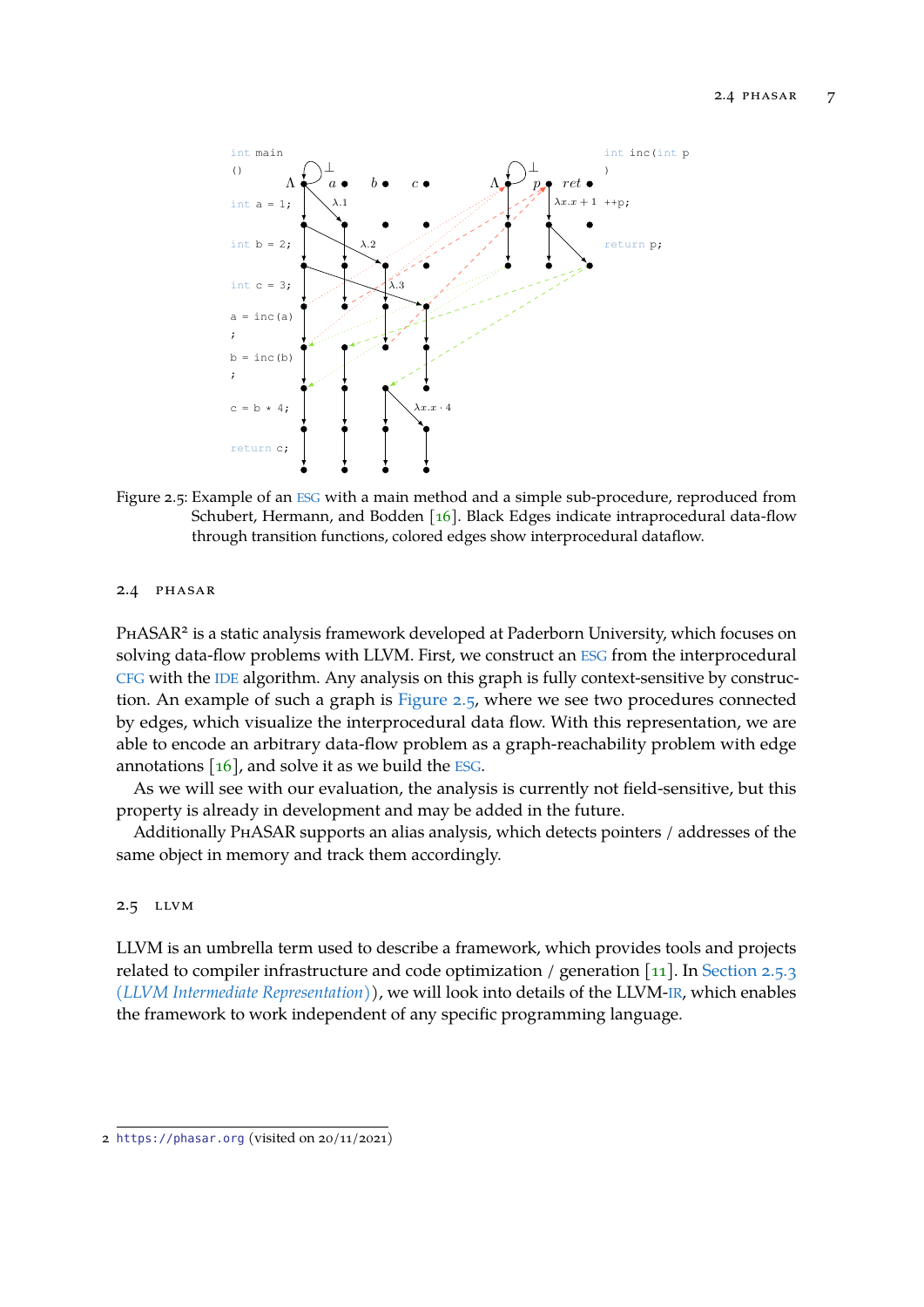Figure 2.5: Example of an ESG with a main method and a simple sub-procedure, reproduced from Schubert, Hermann, and Bodden [16]. Black Edges indicate intraprocedural data-flow through transition functions, colored edges show interprocedural dataflow.

## 2.4 PHASAR

PHASAR[2] is a static analysis framework developed at Paderborn University, which focuses on solving data-flow problems with LLVM. First, we construct an ESG from the interprocedural CFG with the IDE algorithm. Any analysis on this graph is fully context-sensitive by construction. An example of such a graph is Figure 2.5, where we see two procedures connected by edges, which visualize the interprocedural data flow. With this representation, we are able to encode an arbitrary data-flow problem as a graph-reachability problem with edge annotations [16], and solve it as we build the ESG.

As we will see with our evaluation, the analysis is currently not field-sensitive, but this property is already in development and may be added in the future.

Additionally PHASAR supports an alias analysis, which detects pointers / addresses of the same object in memory and track them accordingly.

## 2.5 LLVM

LLVM is an umbrella term used to describe a framework, which provides tools and projects related to compiler infrastructure and code optimization / generation [11]. In Section 2.5.3 (*LLVM Intermediate Representation*), we will look into details of the LLVM-IR, which enables the framework to work independent of any specific programming language.

2 https://phasar.org (visited on 20/11/2021)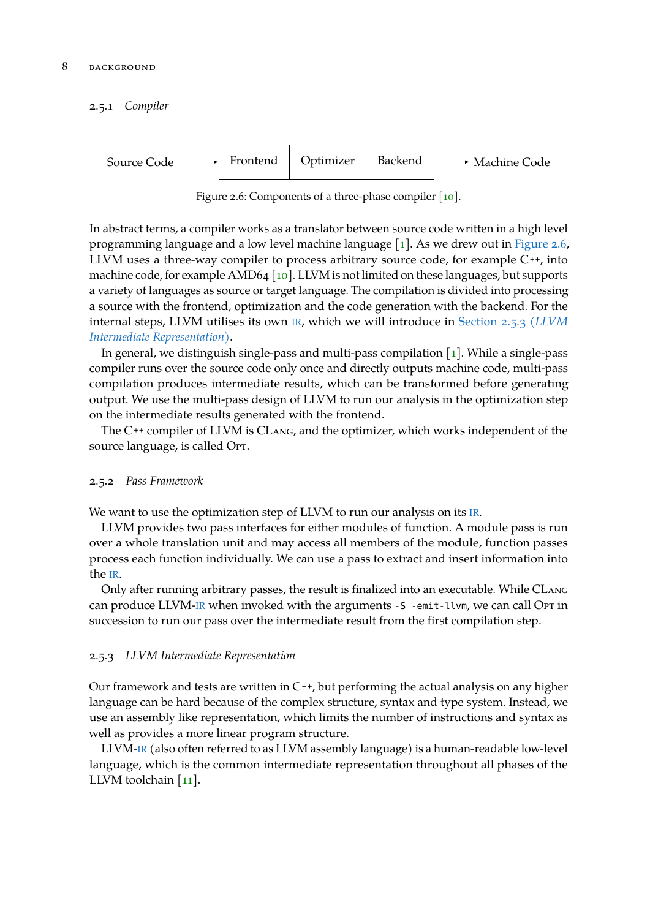### 2.5.1 *Compiler*

Source Code → Frontend | Optimizer | Backend → Machine Code

Figure 2.6: Components of a three-phase compiler [10].

In abstract terms, a compiler works as a translator between source code written in a high level programming language and a low level machine language [1]. As we drew out in Figure 2.6, LLVM uses a three-way compiler to process arbitrary source code, for example C++, into machine code, for example AMD64 [10]. LLVM is not limited on these languages, but supports a variety of languages as source or target language. The compilation is divided into processing a source with the frontend, optimization and the code generation with the backend. For the internal steps, LLVM utilises its own IR, which we will introduce in Section 2.5.3 (*LLVM Intermediate Representation*).

In general, we distinguish single-pass and multi-pass compilation [1]. While a single-pass compiler runs over the source code only once and directly outputs machine code, multi-pass compilation produces intermediate results, which can be transformed before generating output. We use the multi-pass design of LLVM to run our analysis in the optimization step on the intermediate results generated with the frontend.

The C++ compiler of LLVM is Clang, and the optimizer, which works independent of the source language, is called Opt.

### 2.5.2 *Pass Framework*

We want to use the optimization step of LLVM to run our analysis on its IR.

LLVM provides two pass interfaces for either modules of function. A module pass is run over a whole translation unit and may access all members of the module, function passes process each function individually. We can use a pass to extract and insert information into the IR.

Only after running arbitrary passes, the result is finalized into an executable. While Clang can produce LLVM-IR when invoked with the arguments `-S -emit-llvm`, we can call Opt in succession to run our pass over the intermediate result from the first compilation step.

### 2.5.3 *LLVM Intermediate Representation*

Our framework and tests are written in C++, but performing the actual analysis on any higher language can be hard because of the complex structure, syntax and type system. Instead, we use an assembly like representation, which limits the number of instructions and syntax as well as provides a more linear program structure.

LLVM-IR (also often referred to as LLVM assembly language) is a human-readable low-level language, which is the common intermediate representation throughout all phases of the LLVM toolchain [11].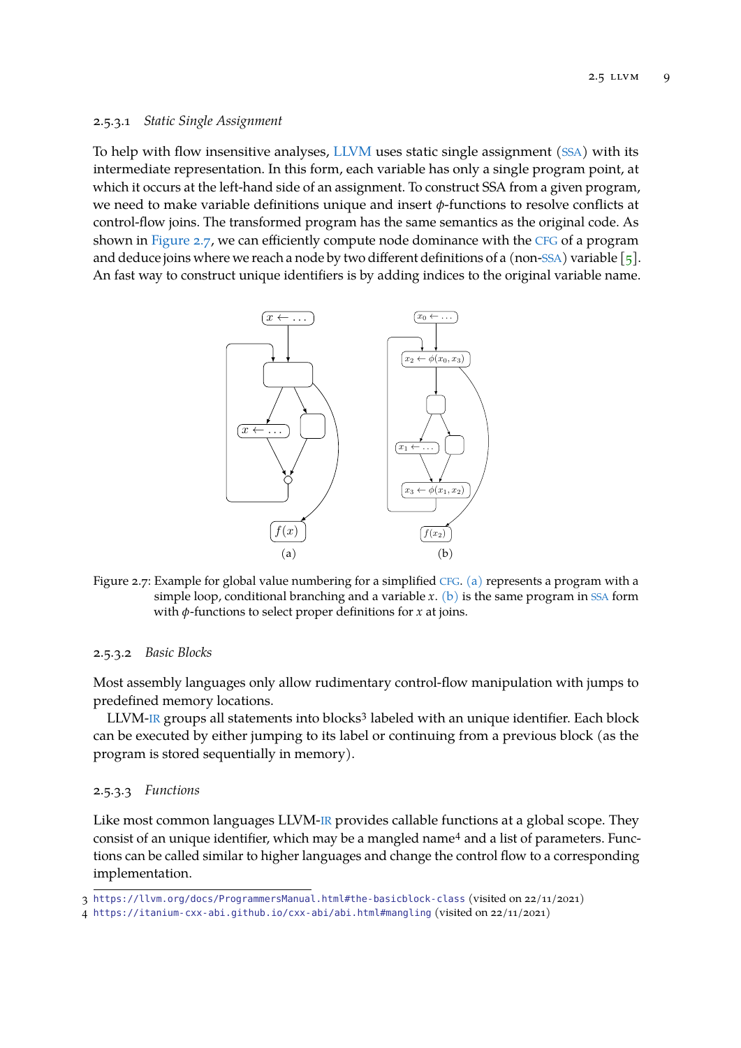#### 2.5.3.1 *Static Single Assignment*

To help with flow insensitive analyses, LLVM uses static single assignment (SSA) with its intermediate representation. In this form, each variable has only a single program point, at which it occurs at the left-hand side of an assignment. To construct SSA from a given program, we need to make variable definitions unique and insert $\phi$-functions to resolve conflicts at control-flow joins. The transformed program has the same semantics as the original code. As shown in Figure 2.7, we can efficiently compute node dominance with the CFG of a program and deduce joins where we reach a node by two different definitions of a (non-SSA) variable [5]. An fast way to construct unique identifiers is by adding indices to the original variable name.

Figure 2.7: Example for global value numbering for a simplified CFG. (a) represents a program with a simple loop, conditional branching and a variable $x$. (b) is the same program in SSA form with $\phi$-functions to select proper definitions for $x$ at joins.

#### 2.5.3.2 *Basic Blocks*

Most assembly languages only allow rudimentary control-flow manipulation with jumps to predefined memory locations.

LLVM-IR groups all statements into blocks[3] labeled with an unique identifier. Each block can be executed by either jumping to its label or continuing from a previous block (as the program is stored sequentially in memory).

#### 2.5.3.3 *Functions*

Like most common languages LLVM-IR provides callable functions at a global scope. They consist of an unique identifier, which may be a mangled name[4] and a list of parameters. Functions can be called similar to higher languages and change the control flow to a corresponding implementation.

3 https://llvm.org/docs/ProgrammersManual.html#the-basicblock-class (visited on 22/11/2021)
4 https://itanium-cxx-abi.github.io/cxx-abi/abi.html#mangling (visited on 22/11/2021)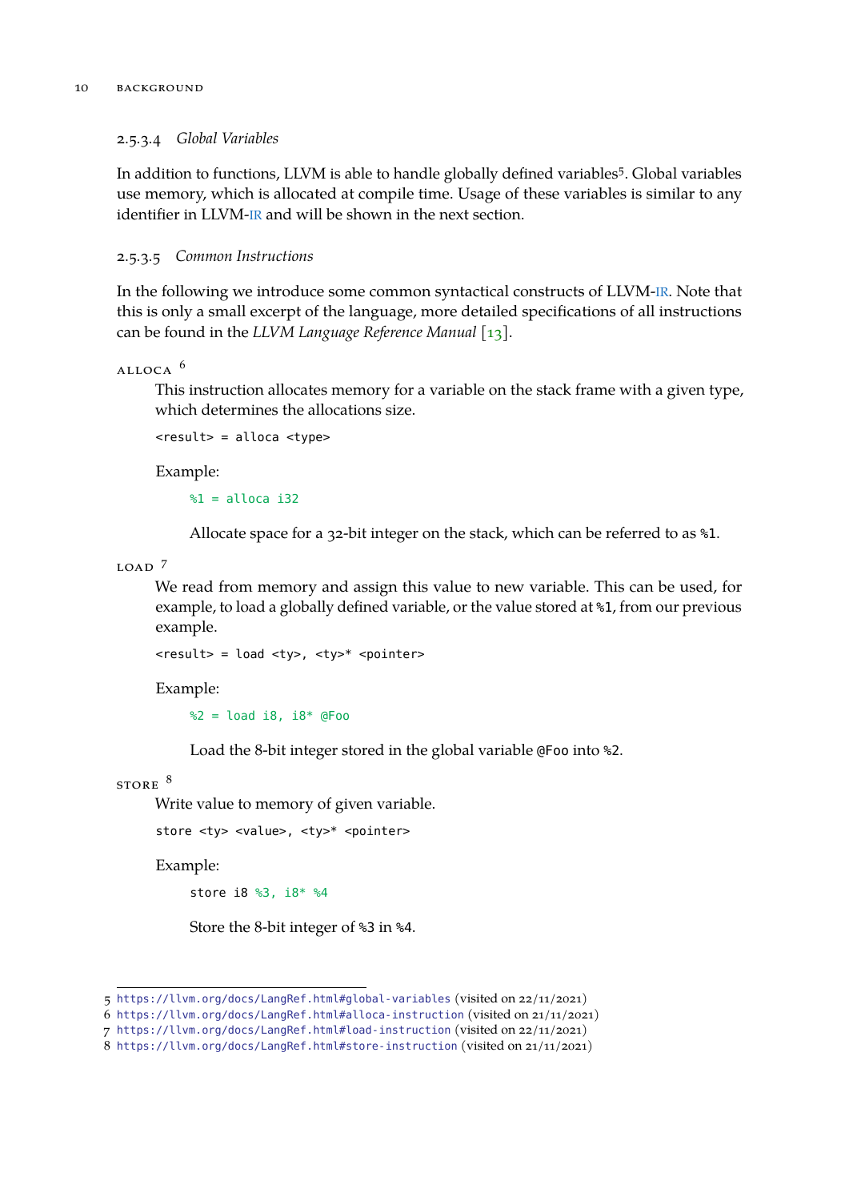#### 2.5.3.4 *Global Variables*

In addition to functions, LLVM is able to handle globally defined variables[5]. Global variables use memory, which is allocated at compile time. Usage of these variables is similar to any identifier in LLVM-IR and will be shown in the next section.

#### 2.5.3.5 *Common Instructions*

In the following we introduce some common syntactical constructs of LLVM-IR. Note that this is only a small excerpt of the language, more detailed specifications of all instructions can be found in the *LLVM Language Reference Manual* [13].

**ALLOCA** [6]

This instruction allocates memory for a variable on the stack frame with a given type, which determines the allocations size.

```
<result> = alloca <type>
```

Example:

```
%1 = alloca i32
```

Allocate space for a 32-bit integer on the stack, which can be referred to as `%1`.

**LOAD** [7]

We read from memory and assign this value to new variable. This can be used, for example, to load a globally defined variable, or the value stored at `%1`, from our previous example.

```
<result> = load <ty>, <ty>* <pointer>
```

Example:

```
%2 = load i8, i8* @Foo
```

Load the 8-bit integer stored in the global variable `@Foo` into `%2`.

**STORE** [8]

Write value to memory of given variable.

```
store <ty> <value>, <ty>* <pointer>
```

Example:

```
store i8 %3, i8* %4
```

Store the 8-bit integer of `%3` in `%4`.

---

5 https://llvm.org/docs/LangRef.html#global-variables (visited on 22/11/2021)
6 https://llvm.org/docs/LangRef.html#alloca-instruction (visited on 21/11/2021)
7 https://llvm.org/docs/LangRef.html#load-instruction (visited on 22/11/2021)
8 https://llvm.org/docs/LangRef.html#store-instruction (visited on 21/11/2021)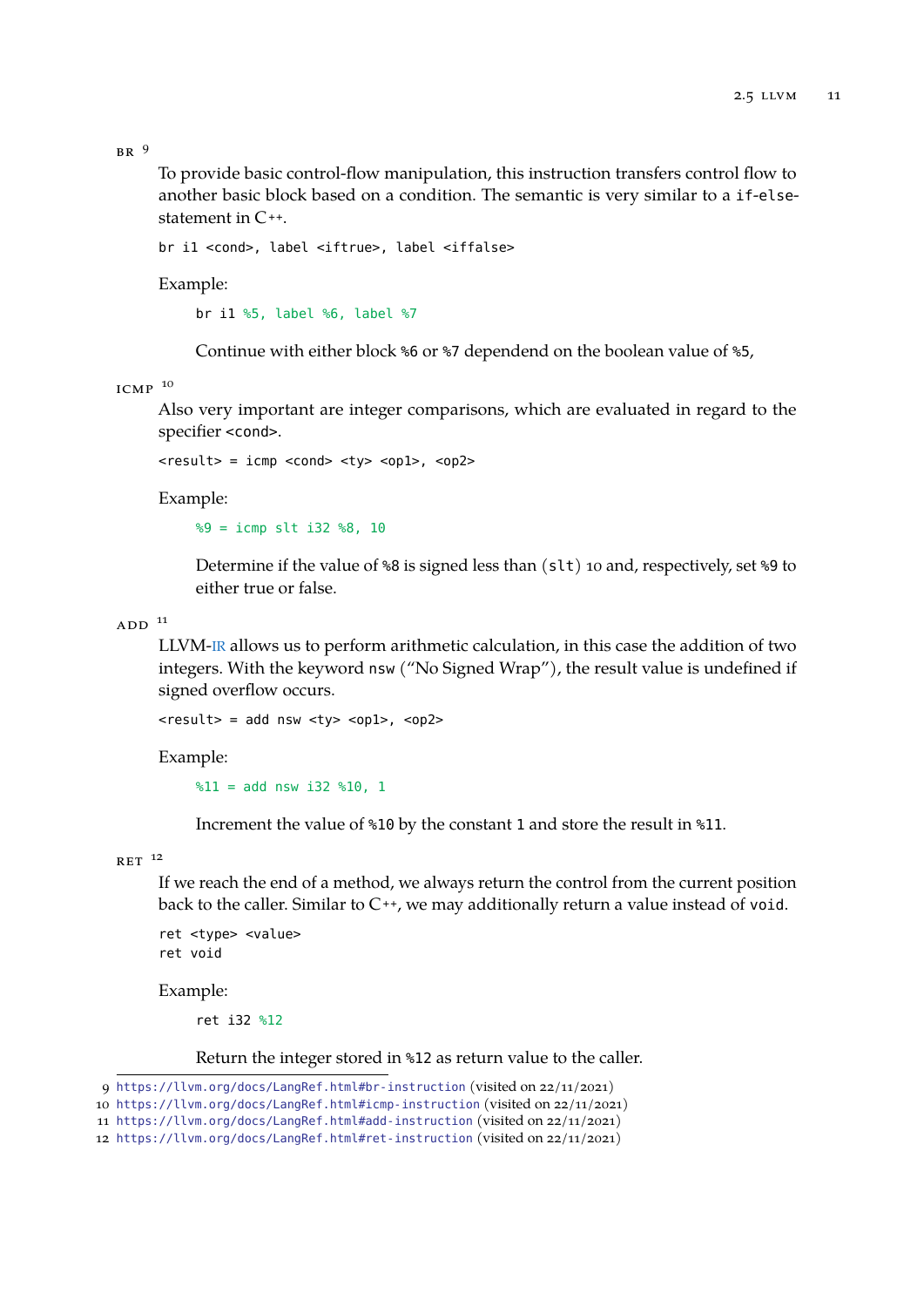**BR** [9]

To provide basic control-flow manipulation, this instruction transfers control flow to another basic block based on a condition. The semantic is very similar to a `if-else`-statement in C++.

```
br i1 <cond>, label <iftrue>, label <iffalse>
```

Example:

```
br i1 %5, label %6, label %7
```

Continue with either block `%6` or `%7` dependend on the boolean value of `%5`,

**ICMP** [10]

Also very important are integer comparisons, which are evaluated in regard to the specifier `<cond>`.

```
<result> = icmp <cond> <ty> <op1>, <op2>
```

Example:

```
%9 = icmp slt i32 %8, 10
```

Determine if the value of `%8` is signed less than (`slt`) 10 and, respectively, set `%9` to either true or false.

**ADD** [11]

LLVM-IR allows us to perform arithmetic calculation, in this case the addition of two integers. With the keyword `nsw` ("No Signed Wrap"), the result value is undefined if signed overflow occurs.

```
<result> = add nsw <ty> <op1>, <op2>
```

Example:

```
%11 = add nsw i32 %10, 1
```

Increment the value of `%10` by the constant `1` and store the result in `%11`.

**RET** [12]

If we reach the end of a method, we always return the control from the current position back to the caller. Similar to C++, we may additionally return a value instead of `void`.

```
ret <type> <value>
ret void
```

Example:

```
ret i32 %12
```

Return the integer stored in `%12` as return value to the caller.

---

9 https://llvm.org/docs/LangRef.html#br-instruction (visited on 22/11/2021)
10 https://llvm.org/docs/LangRef.html#icmp-instruction (visited on 22/11/2021)
11 https://llvm.org/docs/LangRef.html#add-instruction (visited on 22/11/2021)
12 https://llvm.org/docs/LangRef.html#ret-instruction (visited on 22/11/2021)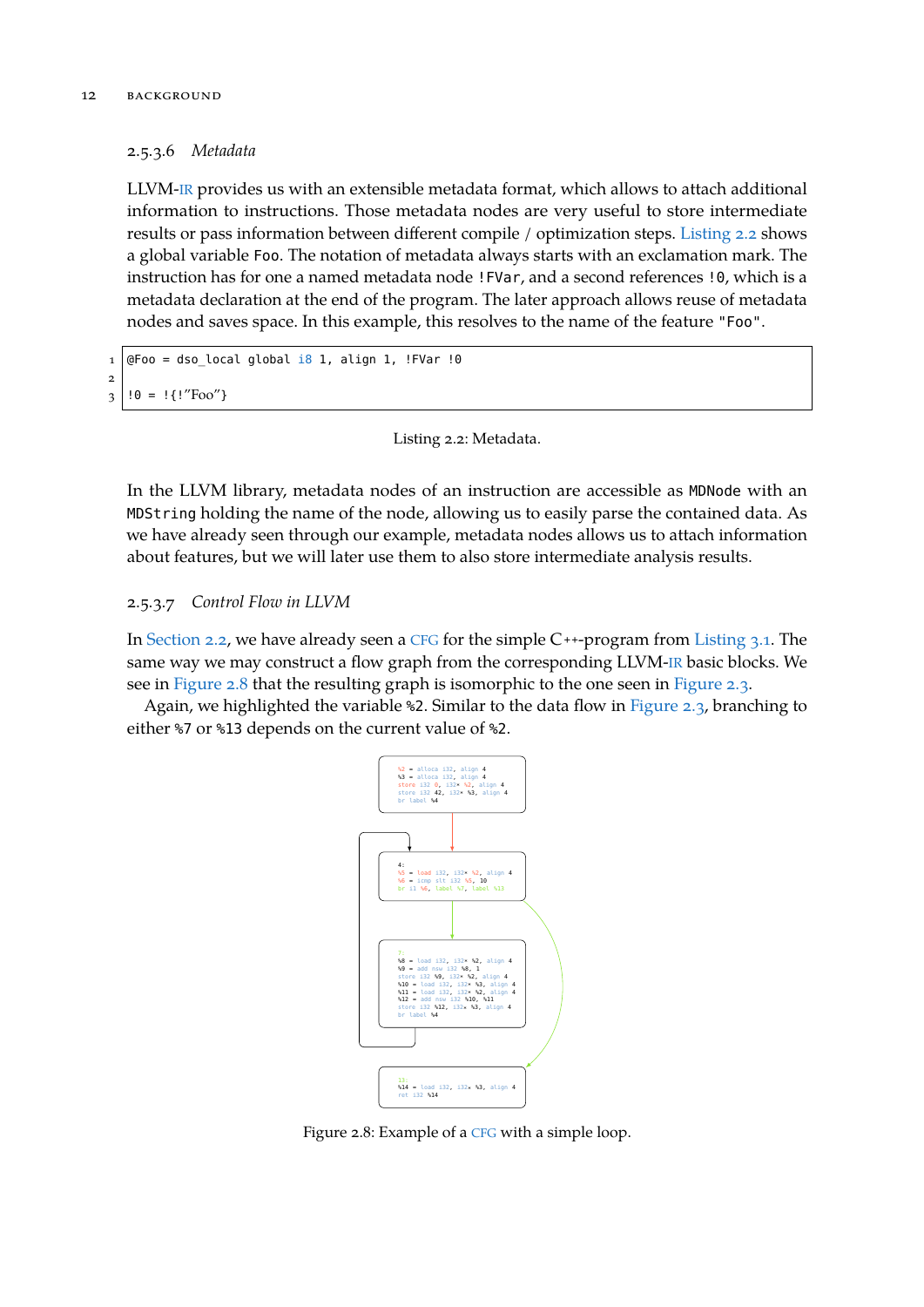### 2.5.3.6 *Metadata*

LLVM-IR provides us with an extensible metadata format, which allows to attach additional information to instructions. Those metadata nodes are very useful to store intermediate results or pass information between different compile / optimization steps. Listing 2.2 shows a global variable `Foo`. The notation of metadata always starts with an exclamation mark. The instruction has for one a named metadata node `!FVar`, and a second references `!0`, which is a metadata declaration at the end of the program. The later approach allows reuse of metadata nodes and saves space. In this example, this resolves to the name of the feature `"Foo"`.

```
@Foo = dso_local global i8 1, align 1, !FVar !0

!0 = !{!"Foo"}
```

Listing 2.2: Metadata.

In the LLVM library, metadata nodes of an instruction are accessible as `MDNode` with an `MDString` holding the name of the node, allowing us to easily parse the contained data. As we have already seen through our example, metadata nodes allows us to attach information about features, but we will later use them to also store intermediate analysis results.

### 2.5.3.7 *Control Flow in LLVM*

In Section 2.2, we have already seen a CFG for the simple C++-program from Listing 3.1. The same way we may construct a flow graph from the corresponding LLVM-IR basic blocks. We see in Figure 2.8 that the resulting graph is isomorphic to the one seen in Figure 2.3.

Again, we highlighted the variable `%2`. Similar to the data flow in Figure 2.3, branching to either `%7` or `%13` depends on the current value of `%2`.

```
%2 = alloca i32, align 4
%3 = alloca i32, align 4
store i32 0, i32* %2, align 4
store i32 42, i32* %3, align 4
br label %4
```

```
4:
%5 = load i32, i32* %2, align 4
%6 = icmp slt i32 %5, 10
br i1 %6, label %7, label %13
```

```
7:
%8 = load i32, i32* %2, align 4
%9 = add nsw i32 %8, 1
store i32 %9, i32* %2, align 4
%10 = load i32, i32* %3, align 4
%11 = load i32, i32* %2, align 4
%12 = add nsw i32 %10, %11
store i32 %12, i32* %3, align 4
br label %4
```

```
13:
%14 = load i32, i32* %3, align 4
ret i32 %14
```

Figure 2.8: Example of a CFG with a simple loop.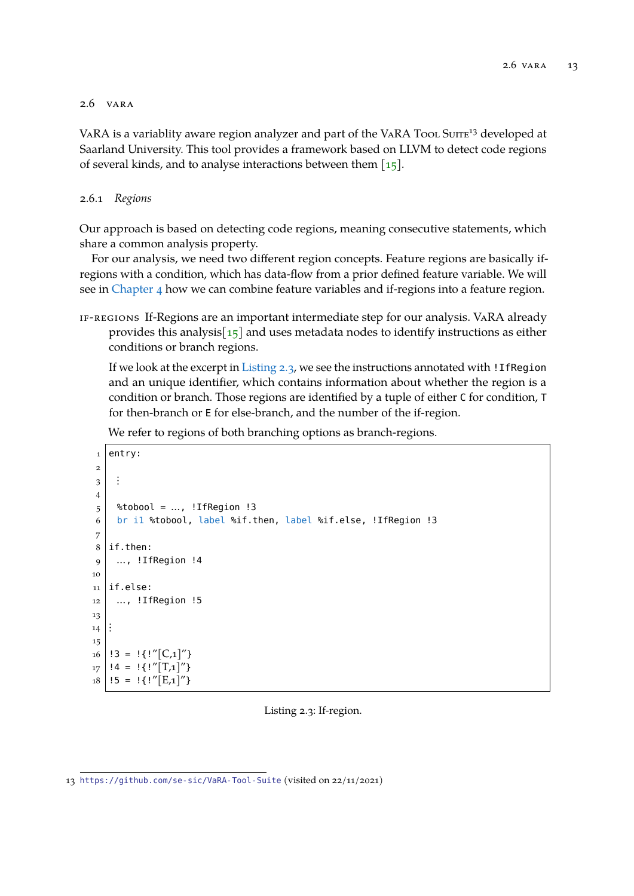## 2.6 VaRA

VaRA is a variablity aware region analyzer and part of the VaRA Tool Suite[13] developed at Saarland University. This tool provides a framework based on LLVM to detect code regions of several kinds, and to analyse interactions between them [15].

### 2.6.1 *Regions*

Our approach is based on detecting code regions, meaning consecutive statements, which share a common analysis property.

For our analysis, we need two different region concepts. Feature regions are basically if-regions with a condition, which has data-flow from a prior defined feature variable. We will see in Chapter 4 how we can combine feature variables and if-regions into a feature region.

**If-regions** If-Regions are an important intermediate step for our analysis. VaRA already provides this analysis[15] and uses metadata nodes to identify instructions as either conditions or branch regions.

If we look at the excerpt in Listing 2.3, we see the instructions annotated with `!IfRegion` and an unique identifier, which contains information about whether the region is a condition or branch. Those regions are identified by a tuple of either `C` for condition, `T` for then-branch or `E` for else-branch, and the number of the if-region.

We refer to regions of both branching options as branch-regions.

```
entry:

 ⋮

 %tobool = ..., !IfRegion !3
 br i1 %tobool, label %if.then, label %if.else, !IfRegion !3

if.then:
 ..., !IfRegion !4

if.else:
 ..., !IfRegion !5

⋮

!3 = !{!"[C,1]"}
!4 = !{!"[T,1]"}
!5 = !{!"[E,1]"}
```

Listing 2.3: If-region.

13 https://github.com/se-sic/VaRA-Tool-Suite (visited on 22/11/2021)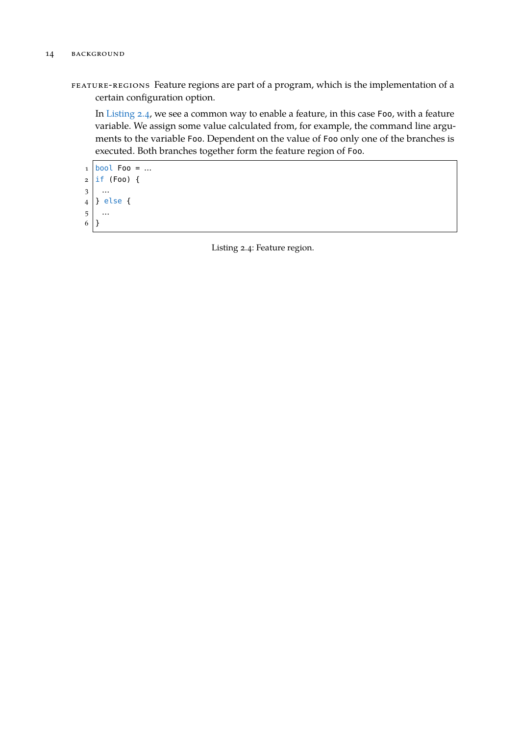**feature-regions** Feature regions are part of a program, which is the implementation of a certain configuration option.

In Listing 2.4, we see a common way to enable a feature, in this case `Foo`, with a feature variable. We assign some value calculated from, for example, the command line arguments to the variable `Foo`. Dependent on the value of `Foo` only one of the branches is executed. Both branches together form the feature region of `Foo`.

```
bool Foo = ...
if (Foo) {
  ...
} else {
  ...
}
```

Listing 2.4: Feature region.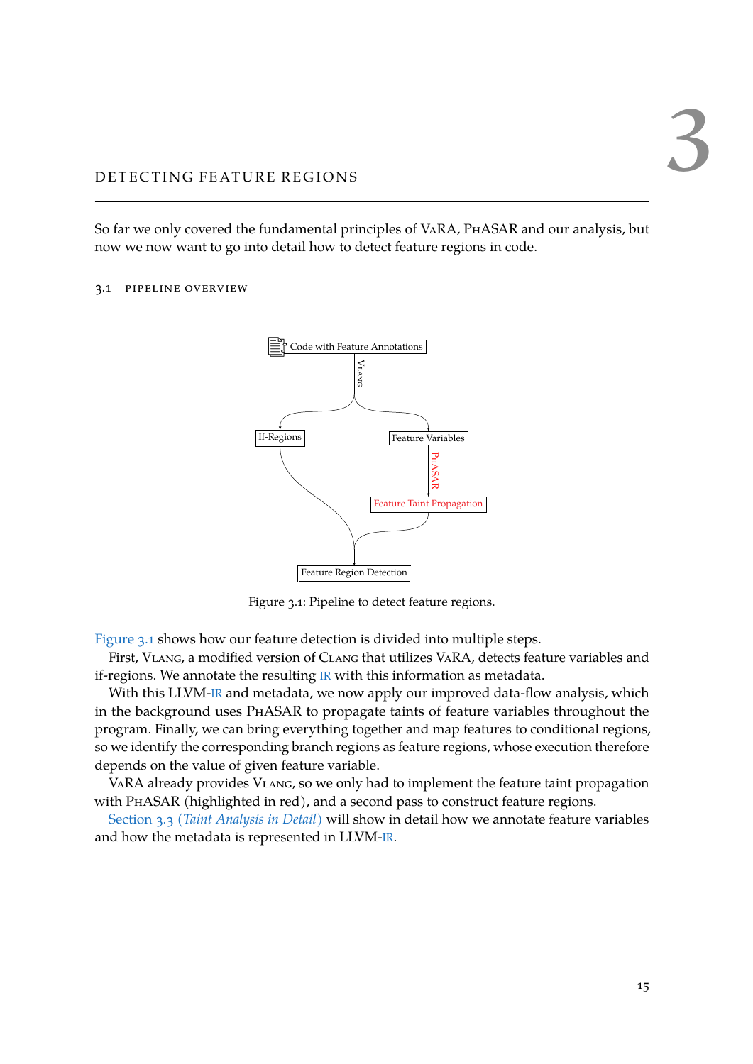# 3 DETECTING FEATURE REGIONS

So far we only covered the fundamental principles of VaRA, PhASAR and our analysis, but now we now want to go into detail how to detect feature regions in code.

## 3.1 PIPELINE OVERVIEW

Code with Feature Annotations

VLANG

If-Regions

Feature Variables

PHASAR

Feature Taint Propagation

Feature Region Detection

Figure 3.1: Pipeline to detect feature regions.

Figure 3.1 shows how our feature detection is divided into multiple steps.

First, VLANG, a modified version of CLANG that utilizes VaRA, detects feature variables and if-regions. We annotate the resulting IR with this information as metadata.

With this LLVM-IR and metadata, we now apply our improved data-flow analysis, which in the background uses PhASAR to propagate taints of feature variables throughout the program. Finally, we can bring everything together and map features to conditional regions, so we identify the corresponding branch regions as feature regions, whose execution therefore depends on the value of given feature variable.

VaRA already provides VLANG, so we only had to implement the feature taint propagation with PhASAR (highlighted in red), and a second pass to construct feature regions.

Section 3.3 (*Taint Analysis in Detail*) will show in detail how we annotate feature variables and how the metadata is represented in LLVM-IR.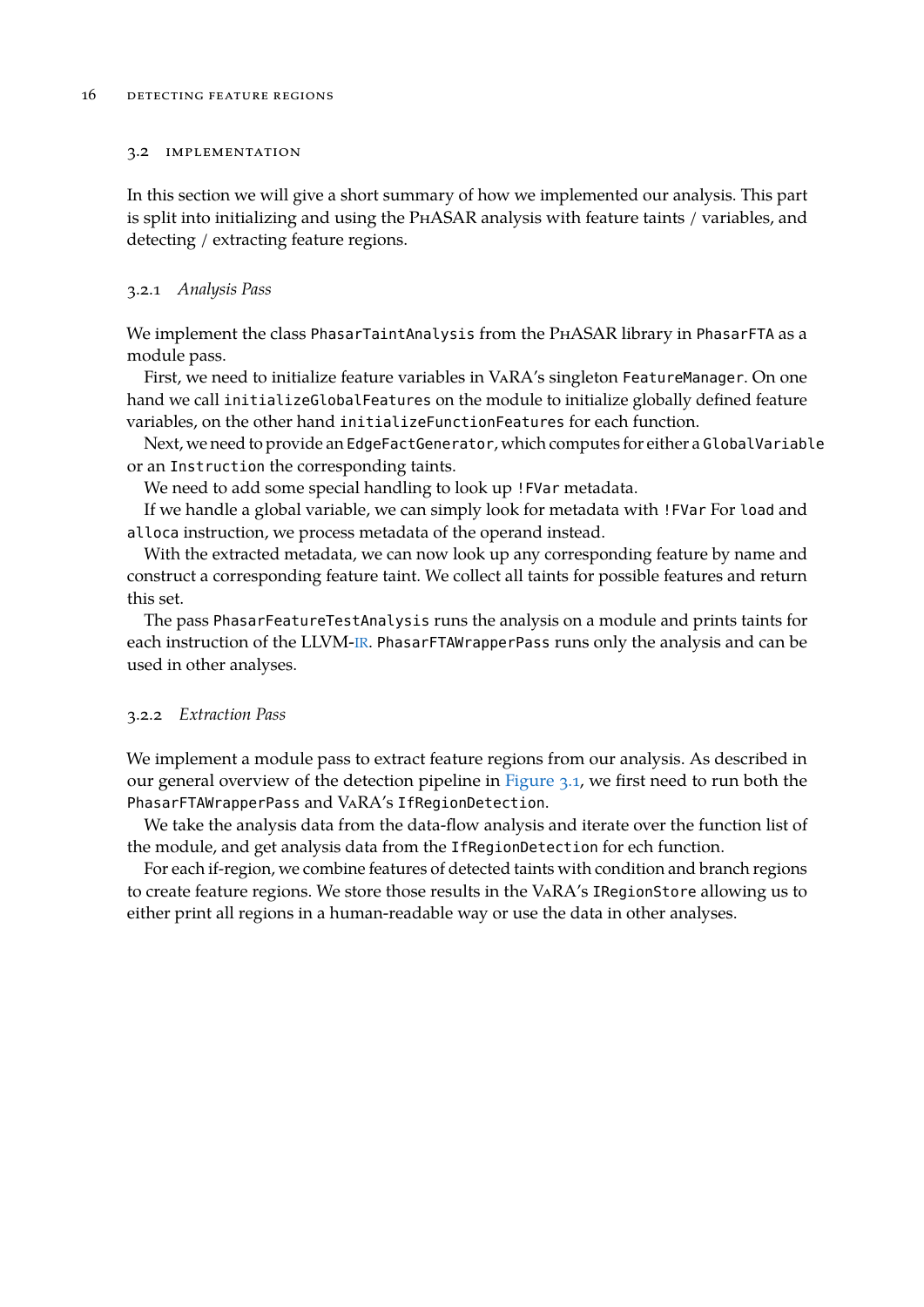## 3.2 Implementation

In this section we will give a short summary of how we implemented our analysis. This part is split into initializing and using the PhASAR analysis with feature taints / variables, and detecting / extracting feature regions.

### 3.2.1 *Analysis Pass*

We implement the class `PhasarTaintAnalysis` from the PhASAR library in `PhasarFTA` as a module pass.

First, we need to initialize feature variables in VaRA's singleton `FeatureManager`. On one hand we call `initializeGlobalFeatures` on the module to initialize globally defined feature variables, on the other hand `initializeFunctionFeatures` for each function.

Next, we need to provide an `EdgeFactGenerator`, which computes for either a `GlobalVariable` or an `Instruction` the corresponding taints.

We need to add some special handling to look up `!FVar` metadata.

If we handle a global variable, we can simply look for metadata with `!FVar` For `load` and `alloca` instruction, we process metadata of the operand instead.

With the extracted metadata, we can now look up any corresponding feature by name and construct a corresponding feature taint. We collect all taints for possible features and return this set.

The pass `PhasarFeatureTestAnalysis` runs the analysis on a module and prints taints for each instruction of the LLVM-IR. `PhasarFTAWrapperPass` runs only the analysis and can be used in other analyses.

### 3.2.2 *Extraction Pass*

We implement a module pass to extract feature regions from our analysis. As described in our general overview of the detection pipeline in Figure 3.1, we first need to run both the `PhasarFTAWrapperPass` and VaRA's `IfRegionDetection`.

We take the analysis data from the data-flow analysis and iterate over the function list of the module, and get analysis data from the `IfRegionDetection` for ech function.

For each if-region, we combine features of detected taints with condition and branch regions to create feature regions. We store those results in the VaRA's `IRegionStore` allowing us to either print all regions in a human-readable way or use the data in other analyses.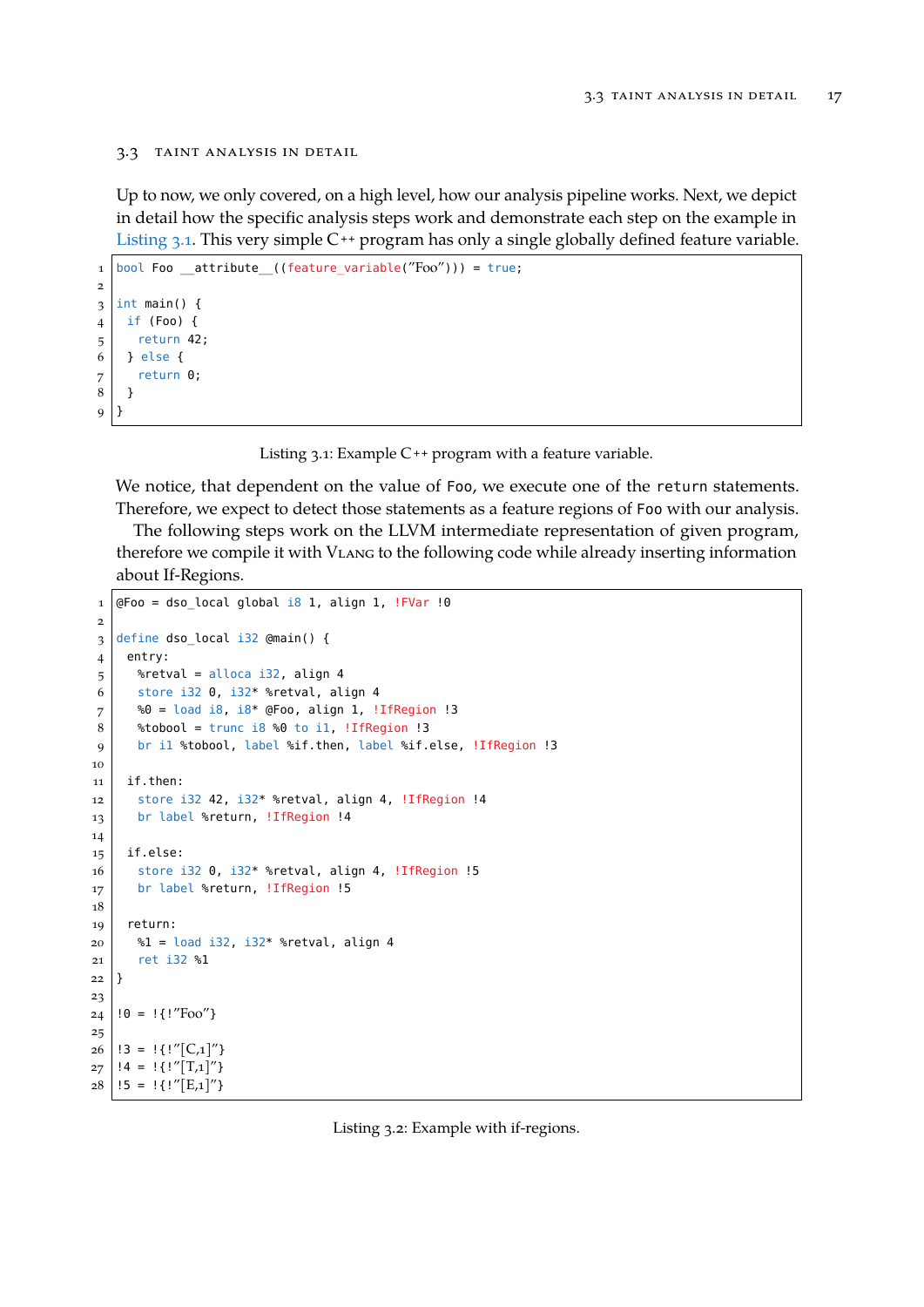## 3.3 Taint Analysis in Detail

Up to now, we only covered, on a high level, how our analysis pipeline works. Next, we depict in detail how the specific analysis steps work and demonstrate each step on the example in Listing 3.1. This very simple C++ program has only a single globally defined feature variable.

```
bool Foo __attribute__((feature_variable("Foo"))) = true;

int main() {
  if (Foo) {
    return 42;
  } else {
    return 0;
  }
}
```

Listing 3.1: Example C++ program with a feature variable.

We notice, that dependent on the value of `Foo`, we execute one of the `return` statements. Therefore, we expect to detect those statements as a feature regions of `Foo` with our analysis.

The following steps work on the LLVM intermediate representation of given program, therefore we compile it with VLang to the following code while already inserting information about If-Regions.

```
@Foo = dso_local global i8 1, align 1, !FVar !0

define dso_local i32 @main() {
 entry:
   %retval = alloca i32, align 4
   store i32 0, i32* %retval, align 4
   %0 = load i8, i8* @Foo, align 1, !IfRegion !3
   %tobool = trunc i8 %0 to i1, !IfRegion !3
   br i1 %tobool, label %if.then, label %if.else, !IfRegion !3

 if.then:
   store i32 42, i32* %retval, align 4, !IfRegion !4
   br label %return, !IfRegion !4

 if.else:
   store i32 0, i32* %retval, align 4, !IfRegion !5
   br label %return, !IfRegion !5

 return:
   %1 = load i32, i32* %retval, align 4
   ret i32 %1
}

!0 = !{!"Foo"}

!3 = !{!"[C,1]"}
!4 = !{!"[T,1]"}
!5 = !{!"[E,1]"}
```

Listing 3.2: Example with if-regions.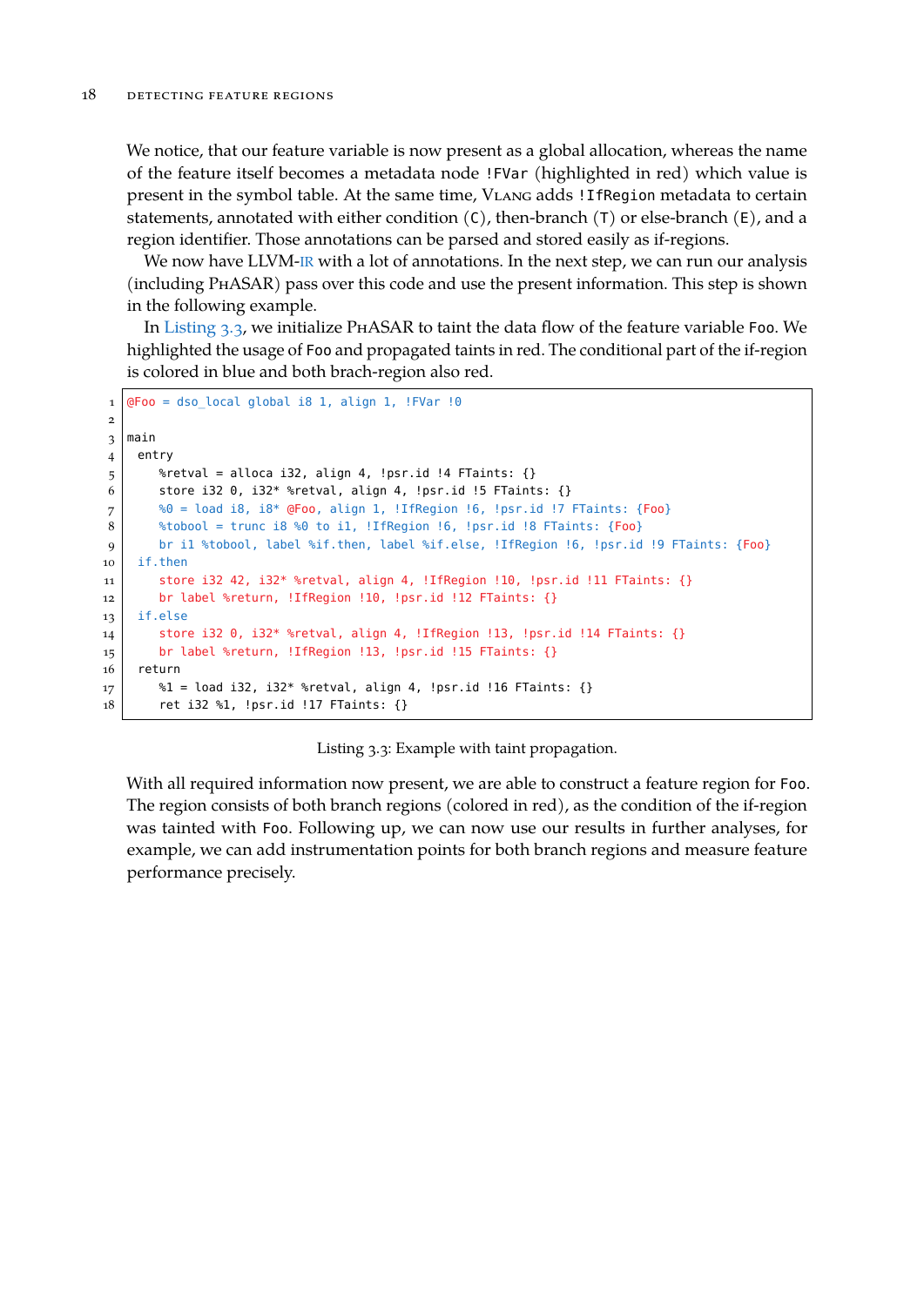We notice, that our feature variable is now present as a global allocation, whereas the name of the feature itself becomes a metadata node `!FVar` (highlighted in red) which value is present in the symbol table. At the same time, VLang adds `!IfRegion` metadata to certain statements, annotated with either condition (`C`), then-branch (`T`) or else-branch (`E`), and a region identifier. Those annotations can be parsed and stored easily as if-regions.

We now have LLVM-IR with a lot of annotations. In the next step, we can run our analysis (including PhASAR) pass over this code and use the present information. This step is shown in the following example.

In Listing 3.3, we initialize PhASAR to taint the data flow of the feature variable `Foo`. We highlighted the usage of `Foo` and propagated taints in red. The conditional part of the if-region is colored in blue and both brach-region also red.

```
@Foo = dso_local global i8 1, align 1, !FVar !0

main
  entry
     %retval = alloca i32, align 4, !psr.id !4 FTaints: {}
     store i32 0, i32* %retval, align 4, !psr.id !5 FTaints: {}
     %0 = load i8, i8* @Foo, align 1, !IfRegion !6, !psr.id !7 FTaints: {Foo}
     %tobool = trunc i8 %0 to i1, !IfRegion !6, !psr.id !8 FTaints: {Foo}
     br i1 %tobool, label %if.then, label %if.else, !IfRegion !6, !psr.id !9 FTaints: {Foo}
  if.then
     store i32 42, i32* %retval, align 4, !IfRegion !10, !psr.id !11 FTaints: {}
     br label %return, !IfRegion !10, !psr.id !12 FTaints: {}
  if.else
     store i32 0, i32* %retval, align 4, !IfRegion !13, !psr.id !14 FTaints: {}
     br label %return, !IfRegion !13, !psr.id !15 FTaints: {}
  return
     %1 = load i32, i32* %retval, align 4, !psr.id !16 FTaints: {}
     ret i32 %1, !psr.id !17 FTaints: {}
```

Listing 3.3: Example with taint propagation.

With all required information now present, we are able to construct a feature region for `Foo`. The region consists of both branch regions (colored in red), as the condition of the if-region was tainted with `Foo`. Following up, we can now use our results in further analyses, for example, we can add instrumentation points for both branch regions and measure feature performance precisely.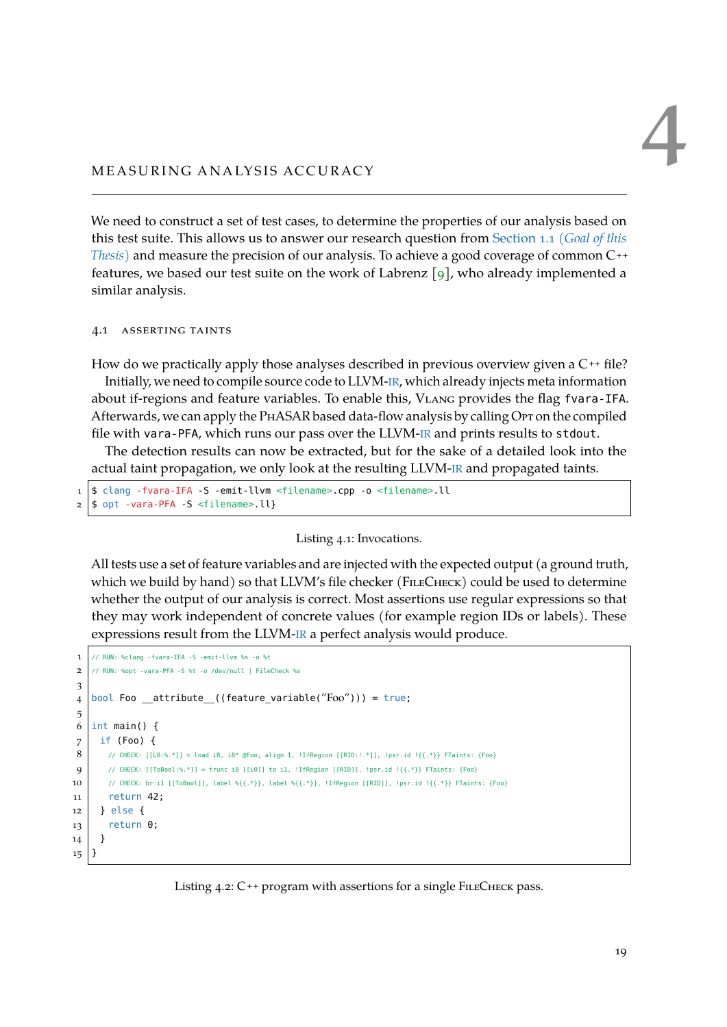# 4 MEASURING ANALYSIS ACCURACY

We need to construct a set of test cases, to determine the properties of our analysis based on this test suite. This allows us to answer our research question from Section 1.1 *(Goal of this Thesis)* and measure the precision of our analysis. To achieve a good coverage of common C++ features, we based our test suite on the work of Labrenz [9], who already implemented a similar analysis.

## 4.1 ASSERTING TAINTS

How do we practically apply those analyses described in previous overview given a C++ file?

Initially, we need to compile source code to LLVM-IR, which already injects meta information about if-regions and feature variables. To enable this, VLang provides the flag `fvara-IFA`. Afterwards, we can apply the PhASAR based data-flow analysis by calling Opt on the compiled file with `vara-PFA`, which runs our pass over the LLVM-IR and prints results to `stdout`.

The detection results can now be extracted, but for the sake of a detailed look into the actual taint propagation, we only look at the resulting LLVM-IR and propagated taints.

```
$ clang -fvara-IFA -S -emit-llvm <filename>.cpp -o <filename>.ll
$ opt -vara-PFA -S <filename>.ll}
```

Listing 4.1: Invocations.

All tests use a set of feature variables and are injected with the expected output (a ground truth, which we build by hand) so that LLVM's file checker (FileCheck) could be used to determine whether the output of our analysis is correct. Most assertions use regular expressions so that they may work independent of concrete values (for example region IDs or labels). These expressions result from the LLVM-IR a perfect analysis would produce.

```
// RUN: %clang -fvara-IFA -S -emit-llvm %s -o %t
// RUN: %opt -vara-PFA -S %t -o /dev/null | FileCheck %s

bool Foo __attribute__((feature_variable("Foo"))) = true;

int main() {
  if (Foo) {
    // CHECK: [[L0:%.*]] = load i8, i8* @Foo, align 1, !IfRegion [[RID:!.*]], !psr.id !{{.*}} FTaints: {Foo}
    // CHECK: [[ToBool:%.*]] = trunc i8 [[L0]] to i1, !IfRegion [[RID]], !psr.id !{{.*}} FTaints: {Foo}
    // CHECK: br i1 [[ToBool]], label %{{.*}}, label %{{.*}}, !IfRegion [[RID]], !psr.id !{{.*}} FTaints: {Foo}
    return 42;
  } else {
    return 0;
  }
}
```

Listing 4.2: C++ program with assertions for a single FileCheck pass.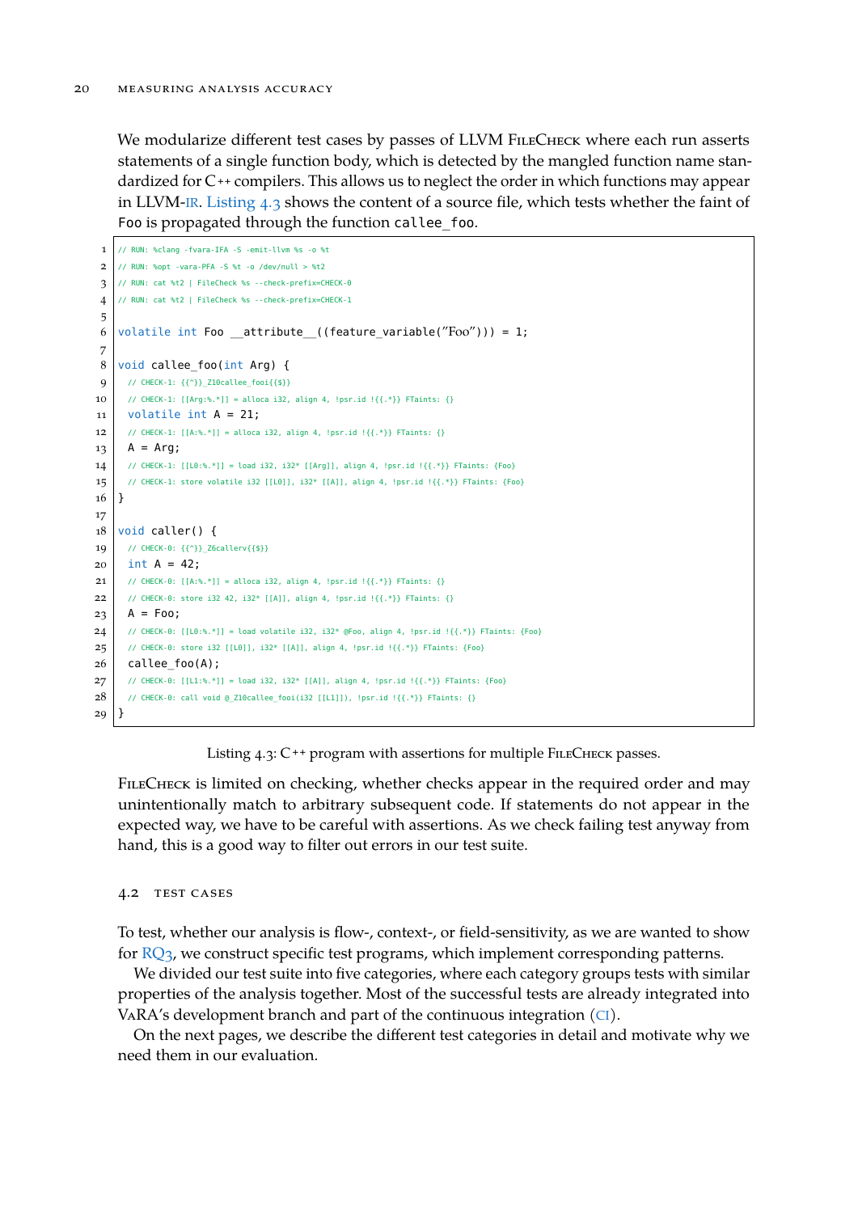We modularize different test cases by passes of LLVM FileCheck where each run asserts statements of a single function body, which is detected by the mangled function name standardized for C++ compilers. This allows us to neglect the order in which functions may appear in LLVM-IR. Listing 4.3 shows the content of a source file, which tests whether the faint of `Foo` is propagated through the function `callee_foo`.

```
// RUN: %clang -fvara-IFA -S -emit-llvm %s -o %t
// RUN: %opt -vara-PFA -S %t -o /dev/null > %t2
// RUN: cat %t2 | FileCheck %s --check-prefix=CHECK-0
// RUN: cat %t2 | FileCheck %s --check-prefix=CHECK-1

volatile int Foo __attribute__((feature_variable("Foo"))) = 1;

void callee_foo(int Arg) {
  // CHECK-1: {{^}}_Z10callee_fooi{{$}}
  // CHECK-1: [[Arg:%.*]] = alloca i32, align 4, !psr.id !{{.*}} FTaints: {}
  volatile int A = 21;
  // CHECK-1: [[A:%.*]] = alloca i32, align 4, !psr.id !{{.*}} FTaints: {}
  A = Arg;
  // CHECK-1: [[L0:%.*]] = load i32, i32* [[Arg]], align 4, !psr.id !{{.*}} FTaints: {Foo}
  // CHECK-1: store volatile i32 [[L0]], i32* [[A]], align 4, !psr.id !{{.*}} FTaints: {Foo}
}

void caller() {
  // CHECK-0: {{^}}_Z6callerv{{$}}
  int A = 42;
  // CHECK-0: [[A:%.*]] = alloca i32, align 4, !psr.id !{{.*}} FTaints: {}
  // CHECK-0: store i32 42, i32* [[A]], align 4, !psr.id !{{.*}} FTaints: {}
  A = Foo;
  // CHECK-0: [[L0:%.*]] = load volatile i32, i32* @Foo, align 4, !psr.id !{{.*}} FTaints: {Foo}
  // CHECK-0: store i32 [[L0]], i32* [[A]], align 4, !psr.id !{{.*}} FTaints: {Foo}
  callee_foo(A);
  // CHECK-0: [[L1:%.*]] = load i32, i32* [[A]], align 4, !psr.id !{{.*}} FTaints: {Foo}
  // CHECK-0: call void @_Z10callee_fooi(i32 [[L1]]), !psr.id !{{.*}} FTaints: {}
}
```

Listing 4.3: C++ program with assertions for multiple FileCheck passes.

FileCheck is limited on checking, whether checks appear in the required order and may unintentionally match to arbitrary subsequent code. If statements do not appear in the expected way, we have to be careful with assertions. As we check failing test anyway from hand, this is a good way to filter out errors in our test suite.

## 4.2 Test Cases

To test, whether our analysis is flow-, context-, or field-sensitivity, as we are wanted to show for RQ3, we construct specific test programs, which implement corresponding patterns.

We divided our test suite into five categories, where each category groups tests with similar properties of the analysis together. Most of the successful tests are already integrated into VaRA's development branch and part of the continuous integration (CI).

On the next pages, we describe the different test categories in detail and motivate why we need them in our evaluation.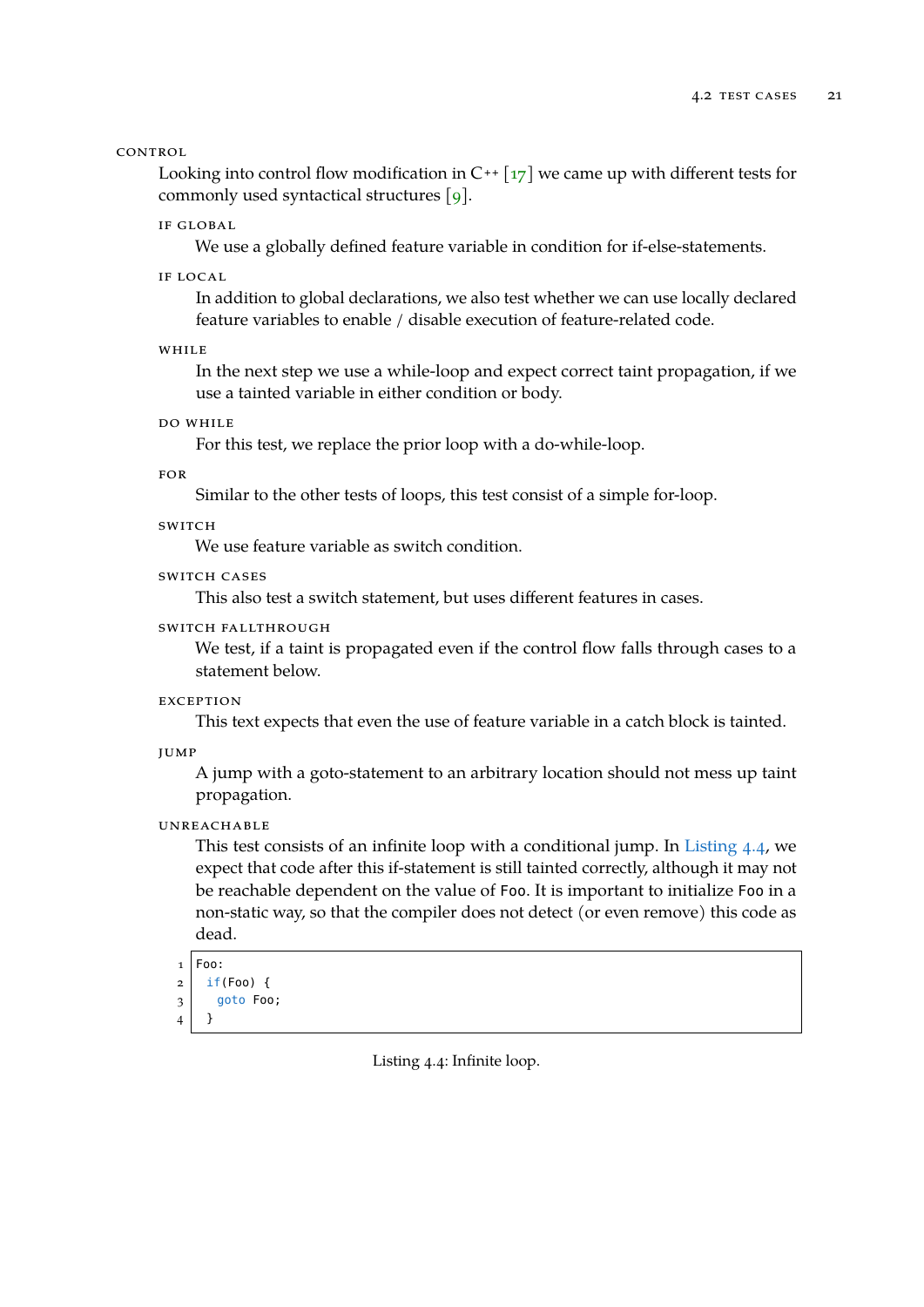**CONTROL**

Looking into control flow modification in C++ [17] we came up with different tests for commonly used syntactical structures [9].

**IF GLOBAL**

We use a globally defined feature variable in condition for if-else-statements.

**IF LOCAL**

In addition to global declarations, we also test whether we can use locally declared feature variables to enable / disable execution of feature-related code.

**WHILE**

In the next step we use a while-loop and expect correct taint propagation, if we use a tainted variable in either condition or body.

**DO WHILE**

For this test, we replace the prior loop with a do-while-loop.

**FOR**

Similar to the other tests of loops, this test consist of a simple for-loop.

**SWITCH**

We use feature variable as switch condition.

**SWITCH CASES**

This also test a switch statement, but uses different features in cases.

**SWITCH FALLTHROUGH**

We test, if a taint is propagated even if the control flow falls through cases to a statement below.

**EXCEPTION**

This text expects that even the use of feature variable in a catch block is tainted.

**JUMP**

A jump with a goto-statement to an arbitrary location should not mess up taint propagation.

**UNREACHABLE**

This test consists of an infinite loop with a conditional jump. In Listing 4.4, we expect that code after this if-statement is still tainted correctly, although it may not be reachable dependent on the value of `Foo`. It is important to initialize `Foo` in a non-static way, so that the compiler does not detect (or even remove) this code as dead.

```
Foo:
  if(Foo) {
    goto Foo;
  }
```

Listing 4.4: Infinite loop.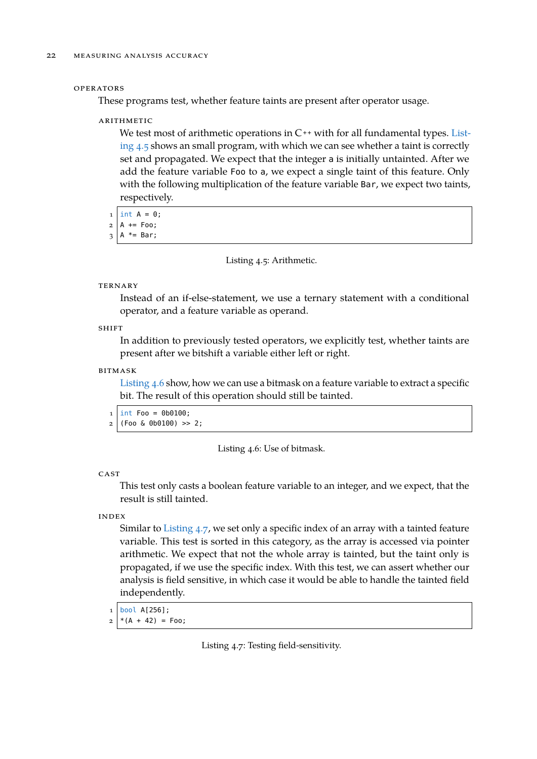### Operators

These programs test, whether feature taints are present after operator usage.

#### Arithmetic

We test most of arithmetic operations in C++ with for all fundamental types. Listing 4.5 shows an small program, with which we can see whether a taint is correctly set and propagated. We expect that the integer `a` is initially untainted. After we add the feature variable `Foo` to `a`, we expect a single taint of this feature. Only with the following multiplication of the feature variable `Bar`, we expect two taints, respectively.

```
int A = 0;
A += Foo;
A *= Bar;
```

Listing 4.5: Arithmetic.

#### Ternary

Instead of an if-else-statement, we use a ternary statement with a conditional operator, and a feature variable as operand.

#### Shift

In addition to previously tested operators, we explicitly test, whether taints are present after we bitshift a variable either left or right.

#### Bitmask

Listing 4.6 show, how we can use a bitmask on a feature variable to extract a specific bit. The result of this operation should still be tainted.

```
int Foo = 0b0100;
(Foo & 0b0100) >> 2;
```

Listing 4.6: Use of bitmask.

#### Cast

This test only casts a boolean feature variable to an integer, and we expect, that the result is still tainted.

#### Index

Similar to Listing 4.7, we set only a specific index of an array with a tainted feature variable. This test is sorted in this category, as the array is accessed via pointer arithmetic. We expect that not the whole array is tainted, but the taint only is propagated, if we use the specific index. With this test, we can assert whether our analysis is field sensitive, in which case it would be able to handle the tainted field independently.

```
bool A[256];
*(A + 42) = Foo;
```

Listing 4.7: Testing field-sensitivity.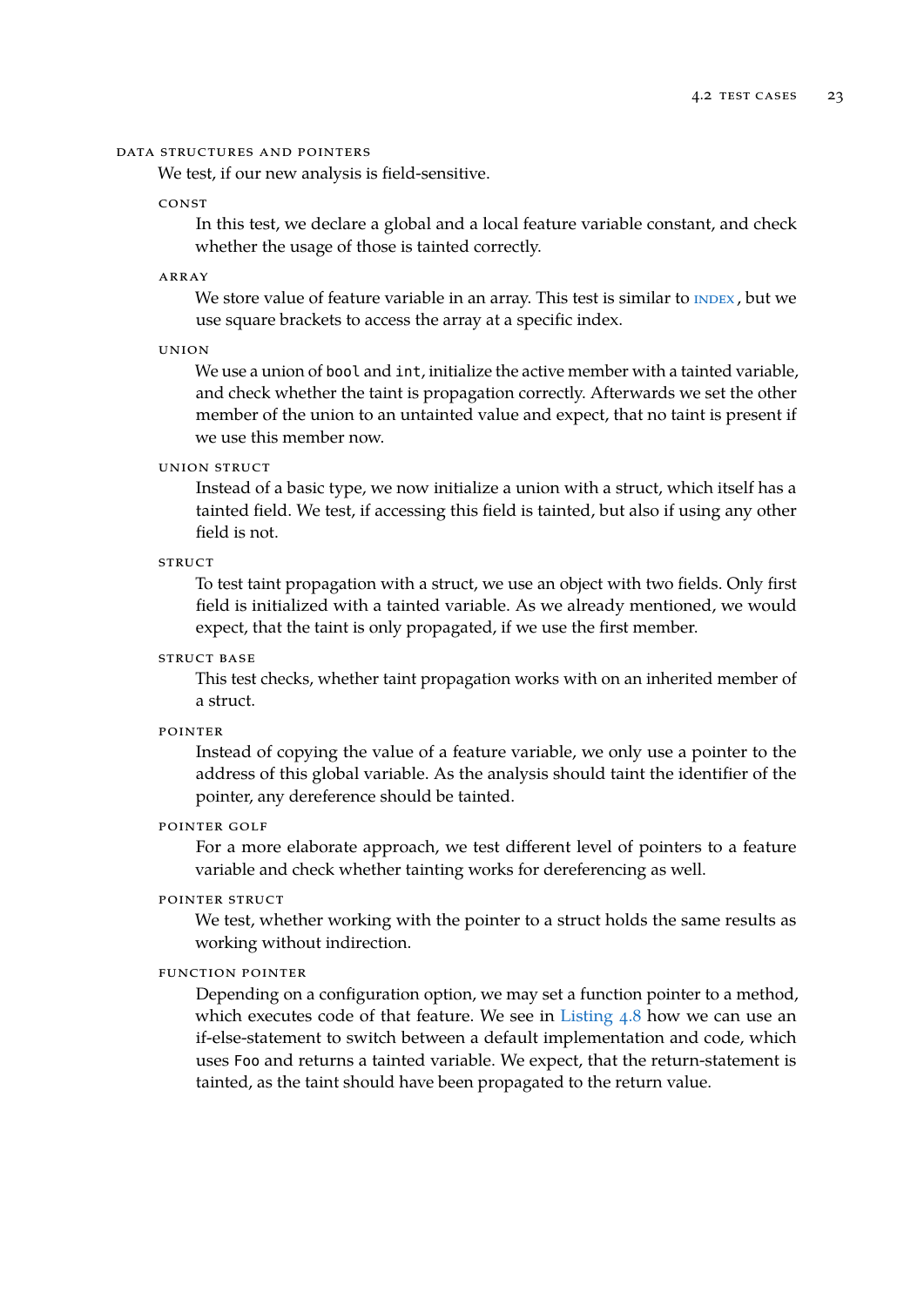#### Data structures and pointers

We test, if our new analysis is field-sensitive.

##### const

In this test, we declare a global and a local feature variable constant, and check whether the usage of those is tainted correctly.

##### array

We store value of feature variable in an array. This test is similar to INDEX, but we use square brackets to access the array at a specific index.

##### union

We use a union of `bool` and `int`, initialize the active member with a tainted variable, and check whether the taint is propagation correctly. Afterwards we set the other member of the union to an untainted value and expect, that no taint is present if we use this member now.

##### union struct

Instead of a basic type, we now initialize a union with a struct, which itself has a tainted field. We test, if accessing this field is tainted, but also if using any other field is not.

##### struct

To test taint propagation with a struct, we use an object with two fields. Only first field is initialized with a tainted variable. As we already mentioned, we would expect, that the taint is only propagated, if we use the first member.

##### struct base

This test checks, whether taint propagation works with on an inherited member of a struct.

##### pointer

Instead of copying the value of a feature variable, we only use a pointer to the address of this global variable. As the analysis should taint the identifier of the pointer, any dereference should be tainted.

##### pointer golf

For a more elaborate approach, we test different level of pointers to a feature variable and check whether tainting works for dereferencing as well.

##### pointer struct

We test, whether working with the pointer to a struct holds the same results as working without indirection.

##### function pointer

Depending on a configuration option, we may set a function pointer to a method, which executes code of that feature. We see in Listing 4.8 how we can use an if-else-statement to switch between a default implementation and code, which uses `Foo` and returns a tainted variable. We expect, that the return-statement is tainted, as the taint should have been propagated to the return value.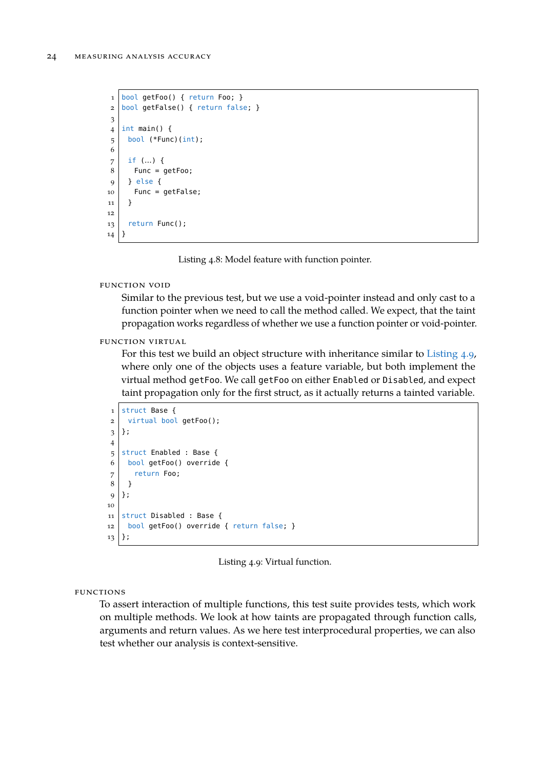```cpp
bool getFoo() { return Foo; }
bool getFalse() { return false; }

int main() {
  bool (*Func)(int);

  if (...) {
    Func = getFoo;
  } else {
    Func = getFalse;
  }

  return Func();
}
```

Listing 4.8: Model feature with function pointer.

#### FUNCTION VOID

Similar to the previous test, but we use a void-pointer instead and only cast to a function pointer when we need to call the method called. We expect, that the taint propagation works regardless of whether we use a function pointer or void-pointer.

#### FUNCTION VIRTUAL

For this test we build an object structure with inheritance similar to Listing 4.9, where only one of the objects uses a feature variable, but both implement the virtual method `getFoo`. We call `getFoo` on either `Enabled` or `Disabled`, and expect taint propagation only for the first struct, as it actually returns a tainted variable.

```cpp
struct Base {
  virtual bool getFoo();
};

struct Enabled : Base {
  bool getFoo() override {
    return Foo;
  }
};

struct Disabled : Base {
  bool getFoo() override { return false; }
};
```

Listing 4.9: Virtual function.

### FUNCTIONS

To assert interaction of multiple functions, this test suite provides tests, which work on multiple methods. We look at how taints are propagated through function calls, arguments and return values. As we here test interprocedural properties, we can also test whether our analysis is context-sensitive.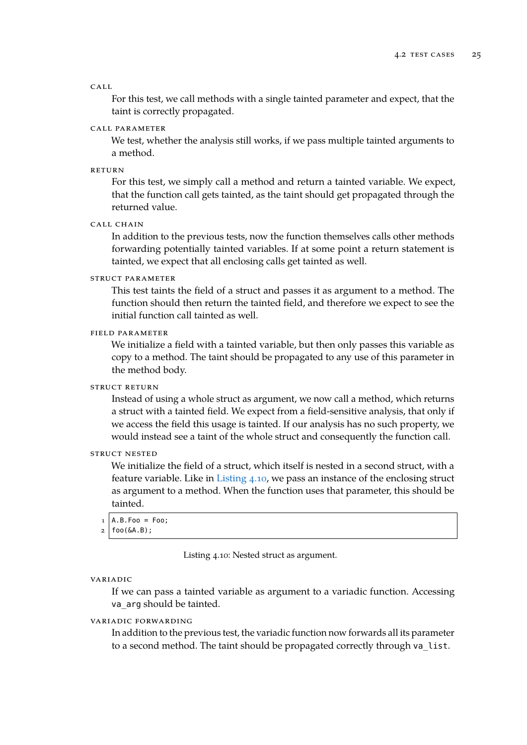**CALL**

For this test, we call methods with a single tainted parameter and expect, that the taint is correctly propagated.

**CALL PARAMETER**

We test, whether the analysis still works, if we pass multiple tainted arguments to a method.

**RETURN**

For this test, we simply call a method and return a tainted variable. We expect, that the function call gets tainted, as the taint should get propagated through the returned value.

**CALL CHAIN**

In addition to the previous tests, now the function themselves calls other methods forwarding potentially tainted variables. If at some point a return statement is tainted, we expect that all enclosing calls get tainted as well.

**STRUCT PARAMETER**

This test taints the field of a struct and passes it as argument to a method. The function should then return the tainted field, and therefore we expect to see the initial function call tainted as well.

**FIELD PARAMETER**

We initialize a field with a tainted variable, but then only passes this variable as copy to a method. The taint should be propagated to any use of this parameter in the method body.

**STRUCT RETURN**

Instead of using a whole struct as argument, we now call a method, which returns a struct with a tainted field. We expect from a field-sensitive analysis, that only if we access the field this usage is tainted. If our analysis has no such property, we would instead see a taint of the whole struct and consequently the function call.

**STRUCT NESTED**

We initialize the field of a struct, which itself is nested in a second struct, with a feature variable. Like in Listing 4.10, we pass an instance of the enclosing struct as argument to a method. When the function uses that parameter, this should be tainted.

```
A.B.Foo = Foo;
foo(&A.B);
```

Listing 4.10: Nested struct as argument.

**VARIADIC**

If we can pass a tainted variable as argument to a variadic function. Accessing `va_arg` should be tainted.

**VARIADIC FORWARDING**

In addition to the previous test, the variadic function now forwards all its parameter to a second method. The taint should be propagated correctly through `va_list`.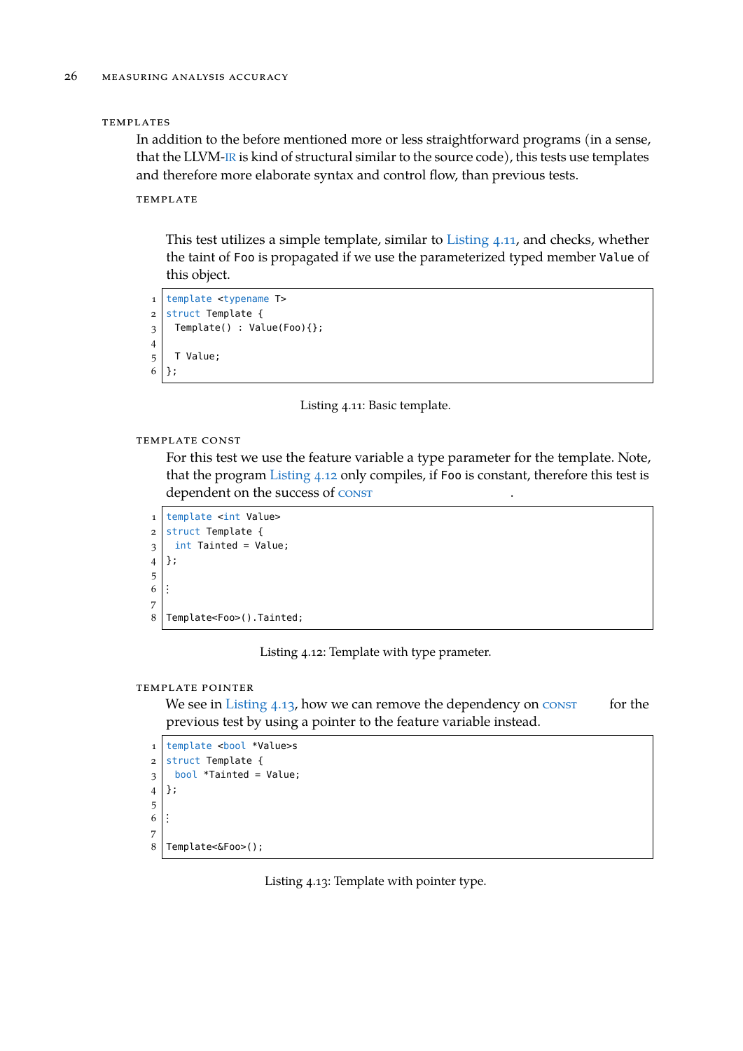### TEMPLATES

In addition to the before mentioned more or less straightforward programs (in a sense, that the LLVM-IR is kind of structural similar to the source code), this tests use templates and therefore more elaborate syntax and control flow, than previous tests.

#### TEMPLATE

This test utilizes a simple template, similar to Listing 4.11, and checks, whether the taint of Foo is propagated if we use the parameterized typed member Value of this object.

```
template <typename T>
struct Template {
  Template() : Value(Foo){};

  T Value;
};
```

Listing 4.11: Basic template.

#### TEMPLATE CONST

For this test we use the feature variable a type parameter for the template. Note, that the program Listing 4.12 only compiles, if Foo is constant, therefore this test is dependent on the success of CONST .

```
template <int Value>
struct Template {
  int Tainted = Value;
};

⋮

Template<Foo>().Tainted;
```

Listing 4.12: Template with type prameter.

#### TEMPLATE POINTER

We see in Listing 4.13, how we can remove the dependency on CONST for the previous test by using a pointer to the feature variable instead.

```
template <bool *Value>s
struct Template {
  bool *Tainted = Value;
};

⋮

Template<&Foo>();
```

Listing 4.13: Template with pointer type.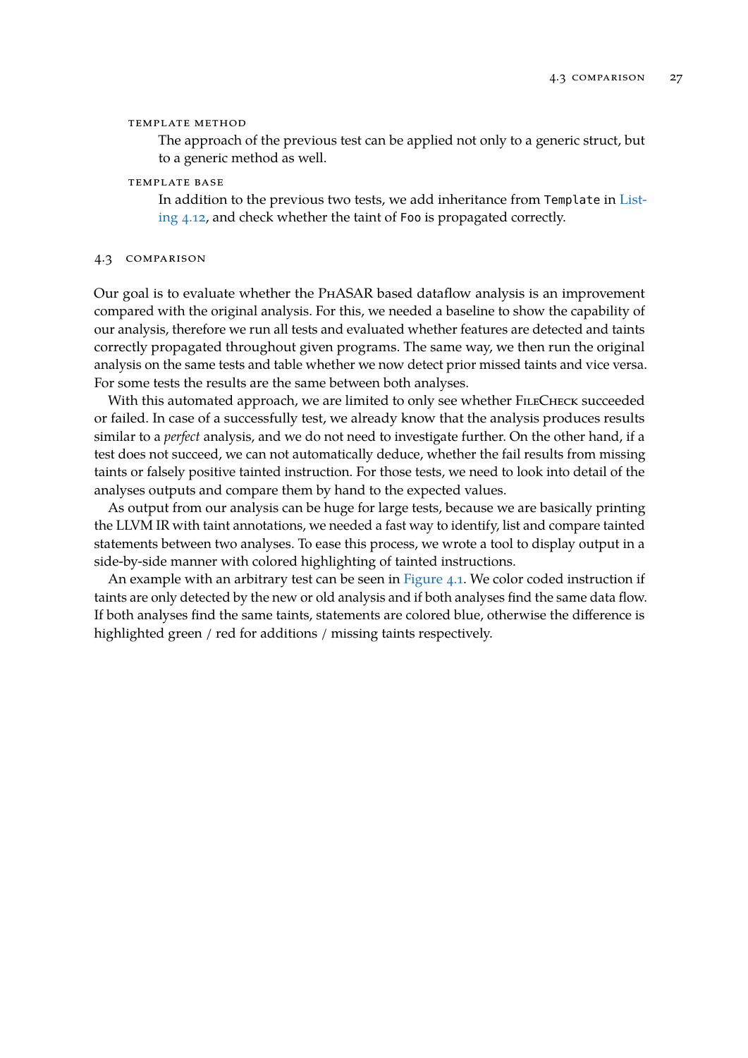**TEMPLATE METHOD**

The approach of the previous test can be applied not only to a generic struct, but to a generic method as well.

**TEMPLATE BASE**

In addition to the previous two tests, we add inheritance from `Template` in Listing 4.12, and check whether the taint of `Foo` is propagated correctly.

## 4.3 COMPARISON

Our goal is to evaluate whether the PHASAR based dataflow analysis is an improvement compared with the original analysis. For this, we needed a baseline to show the capability of our analysis, therefore we run all tests and evaluated whether features are detected and taints correctly propagated throughout given programs. The same way, we then run the original analysis on the same tests and table whether we now detect prior missed taints and vice versa. For some tests the results are the same between both analyses.

With this automated approach, we are limited to only see whether FILECHECK succeeded or failed. In case of a successfully test, we already know that the analysis produces results similar to a *perfect* analysis, and we do not need to investigate further. On the other hand, if a test does not succeed, we can not automatically deduce, whether the fail results from missing taints or falsely positive tainted instruction. For those tests, we need to look into detail of the analyses outputs and compare them by hand to the expected values.

As output from our analysis can be huge for large tests, because we are basically printing the LLVM IR with taint annotations, we needed a fast way to identify, list and compare tainted statements between two analyses. To ease this process, we wrote a tool to display output in a side-by-side manner with colored highlighting of tainted instructions.

An example with an arbitrary test can be seen in Figure 4.1. We color coded instruction if taints are only detected by the new or old analysis and if both analyses find the same data flow. If both analyses find the same taints, statements are colored blue, otherwise the difference is highlighted green / red for additions / missing taints respectively.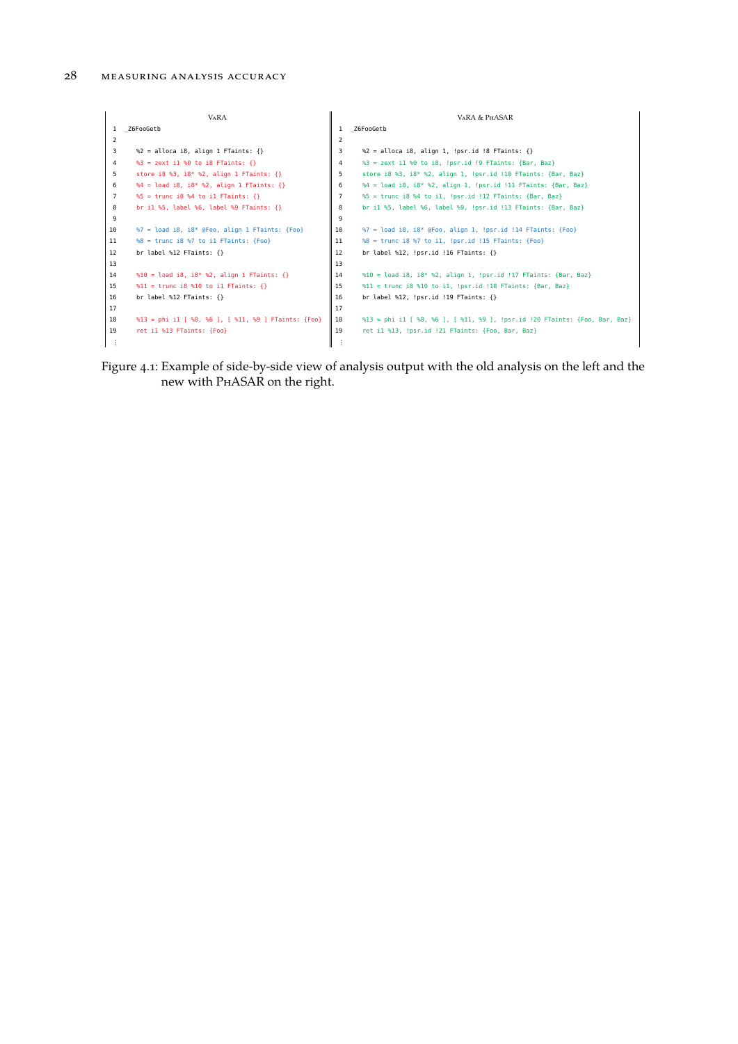| | VaRA | | VaRA & PhASAR |
|---|---|---|---|
| 1 | _Z6FooGetb | 1 | _Z6FooGetb |
| 2 | | 2 | |
| 3 | %2 = alloca i8, align 1 FTaints: {} | 3 | %2 = alloca i8, align 1, !psr.id !8 FTaints: {} |
| 4 | %3 = zext i1 %0 to i8 FTaints: {} | 4 | %3 = zext i1 %0 to i8, !psr.id !9 FTaints: {Bar, Baz} |
| 5 | store i8 %3, i8* %2, align 1 FTaints: {} | 5 | store i8 %3, i8* %2, align 1, !psr.id !10 FTaints: {Bar, Baz} |
| 6 | %4 = load i8, i8* %2, align 1 FTaints: {} | 6 | %4 = load i8, i8* %2, align 1, !psr.id !11 FTaints: {Bar, Baz} |
| 7 | %5 = trunc i8 %4 to i1 FTaints: {} | 7 | %5 = trunc i8 %4 to i1, !psr.id !12 FTaints: {Bar, Baz} |
| 8 | br i1 %5, label %6, label %9 FTaints: {} | 8 | br i1 %5, label %6, label %9, !psr.id !13 FTaints: {Bar, Baz} |
| 9 | | 9 | |
| 10 | %7 = load i8, i8* @Foo, align 1 FTaints: {Foo} | 10 | %7 = load i8, i8* @Foo, align 1, !psr.id !14 FTaints: {Foo} |
| 11 | %8 = trunc i8 %7 to i1 FTaints: {Foo} | 11 | %8 = trunc i8 %7 to i1, !psr.id !15 FTaints: {Foo} |
| 12 | br label %12 FTaints: {} | 12 | br label %12, !psr.id !16 FTaints: {} |
| 13 | | 13 | |
| 14 | %10 = load i8, i8* %2, align 1 FTaints: {} | 14 | %10 = load i8, i8* %2, align 1, !psr.id !17 FTaints: {Bar, Baz} |
| 15 | %11 = trunc i8 %10 to i1 FTaints: {} | 15 | %11 = trunc i8 %10 to i1, !psr.id !18 FTaints: {Bar, Baz} |
| 16 | br label %12 FTaints: {} | 16 | br label %12, !psr.id !19 FTaints: {} |
| 17 | | 17 | |
| 18 | %13 = phi i1 [ %8, %6 ], [ %11, %9 ] FTaints: {Foo} | 18 | %13 = phi i1 [ %8, %6 ], [ %11, %9 ], !psr.id !20 FTaints: {Foo, Bar, Baz} |
| 19 | ret i1 %13 FTaints: {Foo} | 19 | ret i1 %13, !psr.id !21 FTaints: {Foo, Bar, Baz} |
| ⋮ | | ⋮ | |

Figure 4.1: Example of side-by-side view of analysis output with the old analysis on the left and the new with PhASAR on the right.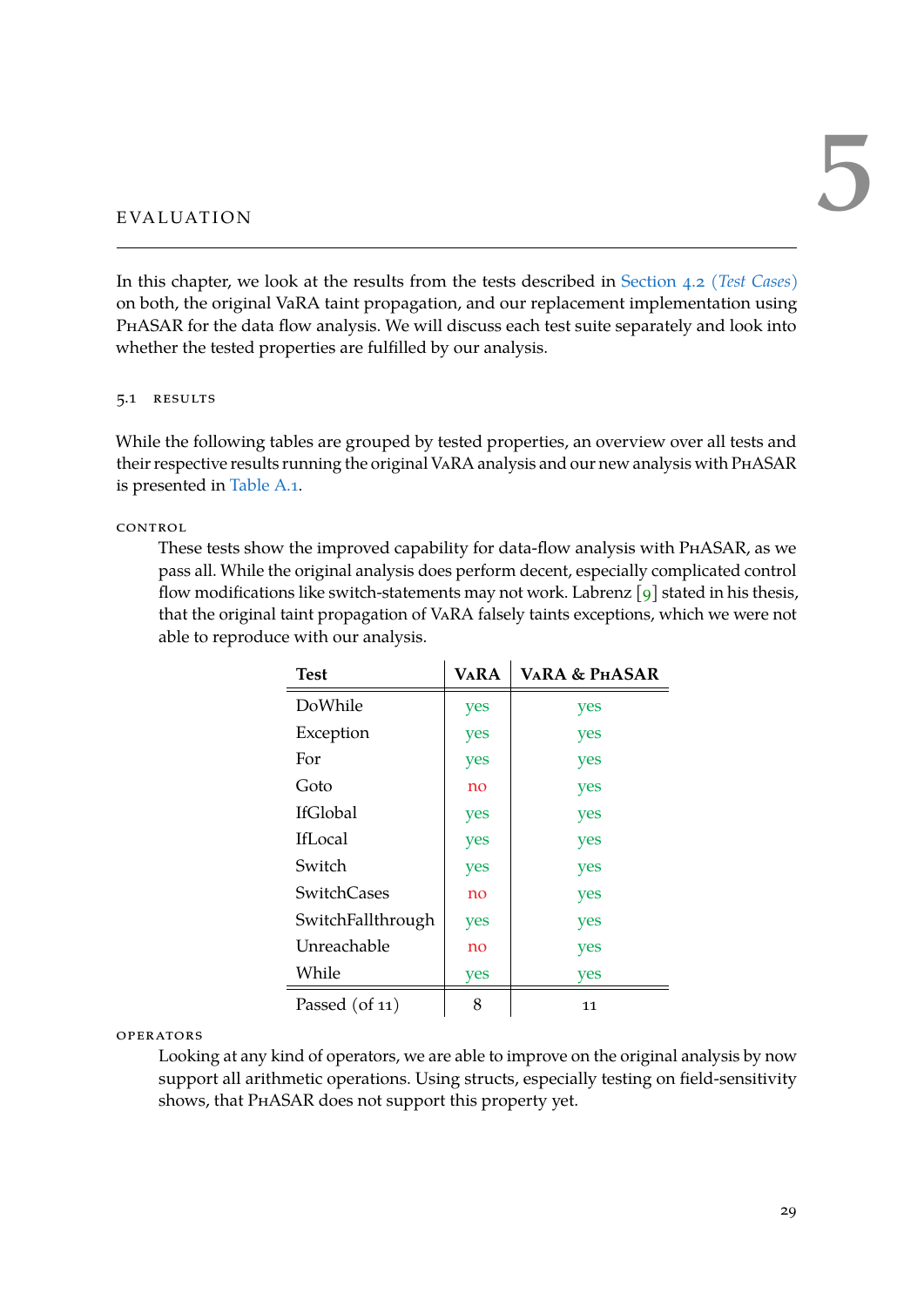# 5 EVALUATION

In this chapter, we look at the results from the tests described in Section 4.2 (*Test Cases*) on both, the original VaRA taint propagation, and our replacement implementation using PhASAR for the data flow analysis. We will discuss each test suite separately and look into whether the tested properties are fulfilled by our analysis.

## 5.1 RESULTS

While the following tables are grouped by tested properties, an overview over all tests and their respective results running the original VaRA analysis and our new analysis with PhASAR is presented in Table A.1.

CONTROL

These tests show the improved capability for data-flow analysis with PhASAR, as we pass all. While the original analysis does perform decent, especially complicated control flow modifications like switch-statements may not work. Labrenz [9] stated in his thesis, that the original taint propagation of VaRA falsely taints exceptions, which we were not able to reproduce with our analysis.

| Test | VaRA | VaRA & PhASAR |
|---|---|---|
| DoWhile | yes | yes |
| Exception | yes | yes |
| For | yes | yes |
| Goto | no | yes |
| IfGlobal | yes | yes |
| IfLocal | yes | yes |
| Switch | yes | yes |
| SwitchCases | no | yes |
| SwitchFallthrough | yes | yes |
| Unreachable | no | yes |
| While | yes | yes |
| Passed (of 11) | 8 | 11 |

OPERATORS

Looking at any kind of operators, we are able to improve on the original analysis by now support all arithmetic operations. Using structs, especially testing on field-sensitivity shows, that PhASAR does not support this property yet.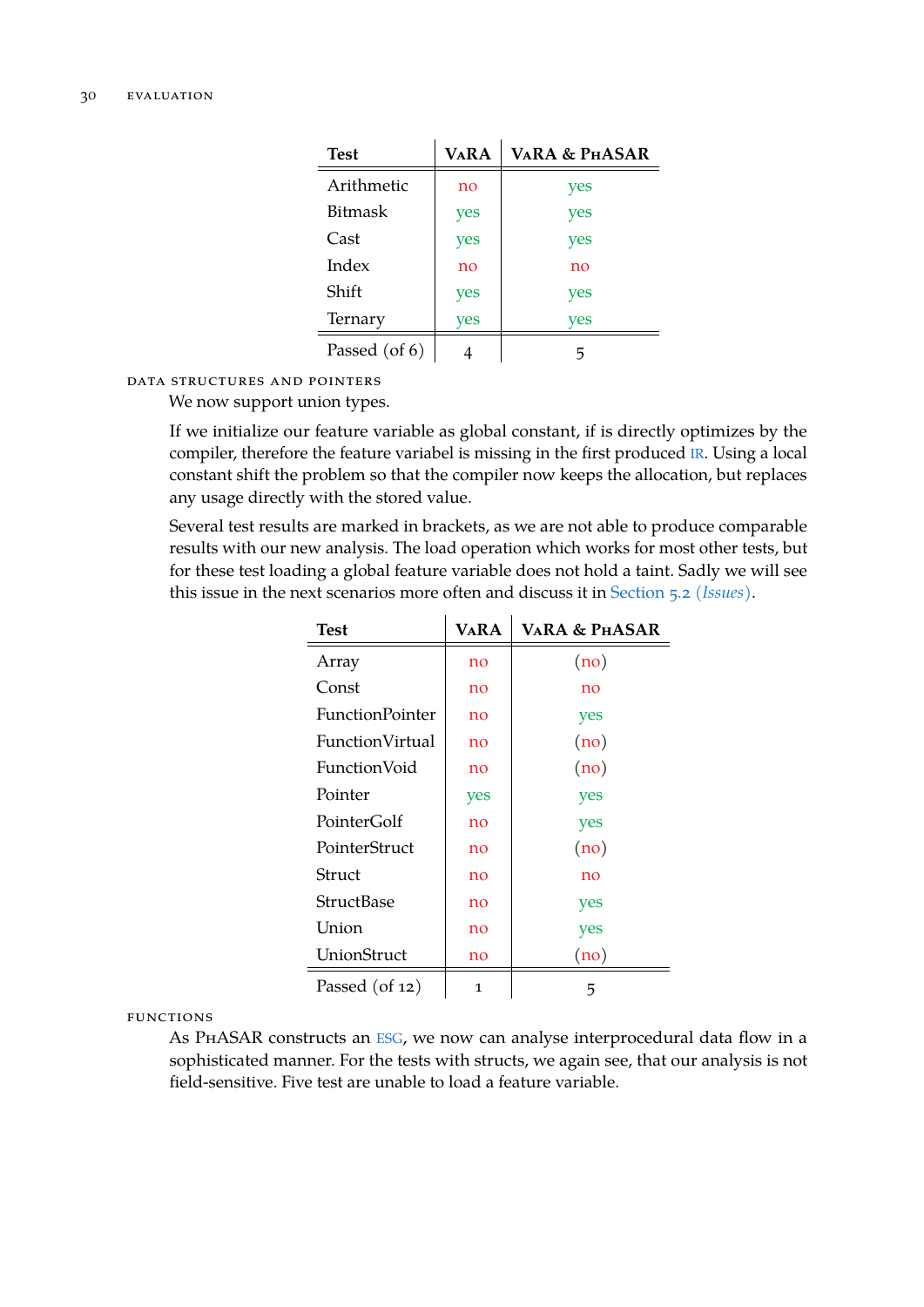| Test | VaRA | VaRA & PhASAR |
|---|---|---|
| Arithmetic | no | yes |
| Bitmask | yes | yes |
| Cast | yes | yes |
| Index | no | no |
| Shift | yes | yes |
| Ternary | yes | yes |
| Passed (of 6) | 4 | 5 |

#### Data structures and pointers

We now support union types.

If we initialize our feature variable as global constant, if is directly optimizes by the compiler, therefore the feature variabel is missing in the first produced IR. Using a local constant shift the problem so that the compiler now keeps the allocation, but replaces any usage directly with the stored value.

Several test results are marked in brackets, as we are not able to produce comparable results with our new analysis. The load operation which works for most other tests, but for these test loading a global feature variable does not hold a taint. Sadly we will see this issue in the next scenarios more often and discuss it in Section 5.2 (*Issues*).

| Test | VaRA | VaRA & PhASAR |
|---|---|---|
| Array | no | (no) |
| Const | no | no |
| FunctionPointer | no | yes |
| FunctionVirtual | no | (no) |
| FunctionVoid | no | (no) |
| Pointer | yes | yes |
| PointerGolf | no | yes |
| PointerStruct | no | (no) |
| Struct | no | no |
| StructBase | no | yes |
| Union | no | yes |
| UnionStruct | no | (no) |
| Passed (of 12) | 1 | 5 |

#### Functions

As PhASAR constructs an ESG, we now can analyse interprocedural data flow in a sophisticated manner. For the tests with structs, we again see, that our analysis is not field-sensitive. Five test are unable to load a feature variable.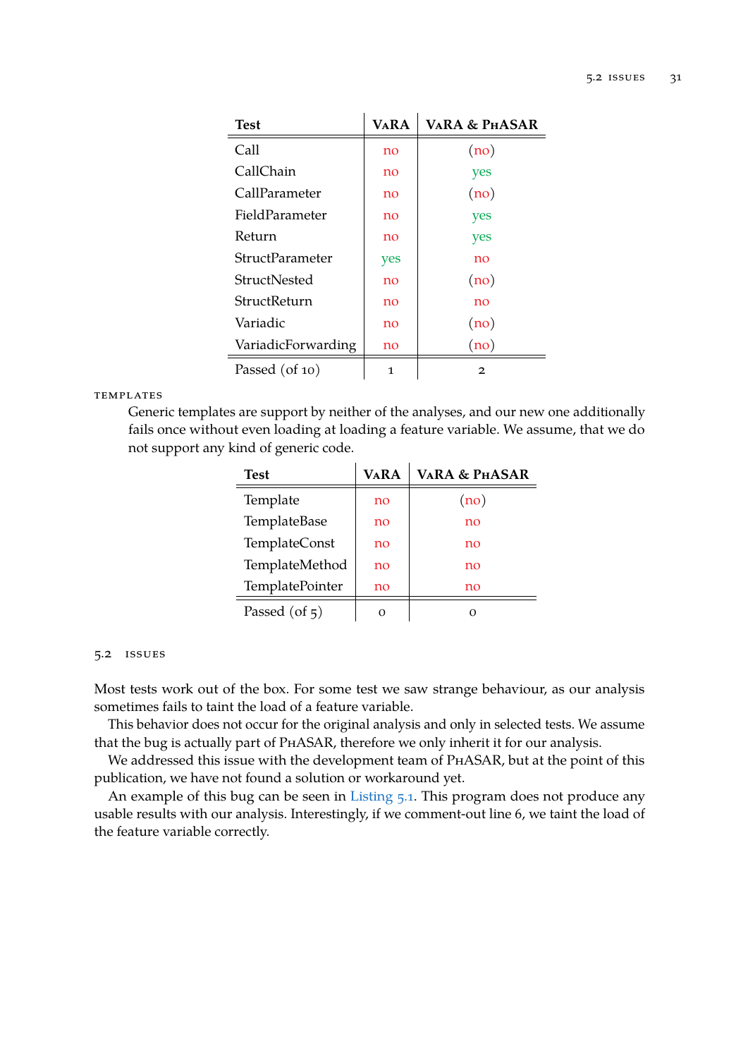| Test | VaRA | VaRA & PhASAR |
|---|---|---|
| Call | no | (no) |
| CallChain | no | yes |
| CallParameter | no | (no) |
| FieldParameter | no | yes |
| Return | no | yes |
| StructParameter | yes | no |
| StructNested | no | (no) |
| StructReturn | no | no |
| Variadic | no | (no) |
| VariadicForwarding | no | (no) |
| Passed (of 10) | 1 | 2 |

templates

Generic templates are support by neither of the analyses, and our new one additionally fails once without even loading at loading a feature variable. We assume, that we do not support any kind of generic code.

| Test | VaRA | VaRA & PhASAR |
|---|---|---|
| Template | no | (no) |
| TemplateBase | no | no |
| TemplateConst | no | no |
| TemplateMethod | no | no |
| TemplatePointer | no | no |
| Passed (of 5) | 0 | 0 |

## 5.2 Issues

Most tests work out of the box. For some test we saw strange behaviour, as our analysis sometimes fails to taint the load of a feature variable.

This behavior does not occur for the original analysis and only in selected tests. We assume that the bug is actually part of PhASAR, therefore we only inherit it for our analysis.

We addressed this issue with the development team of PhASAR, but at the point of this publication, we have not found a solution or workaround yet.

An example of this bug can be seen in Listing 5.1. This program does not produce any usable results with our analysis. Interestingly, if we comment-out line 6, we taint the load of the feature variable correctly.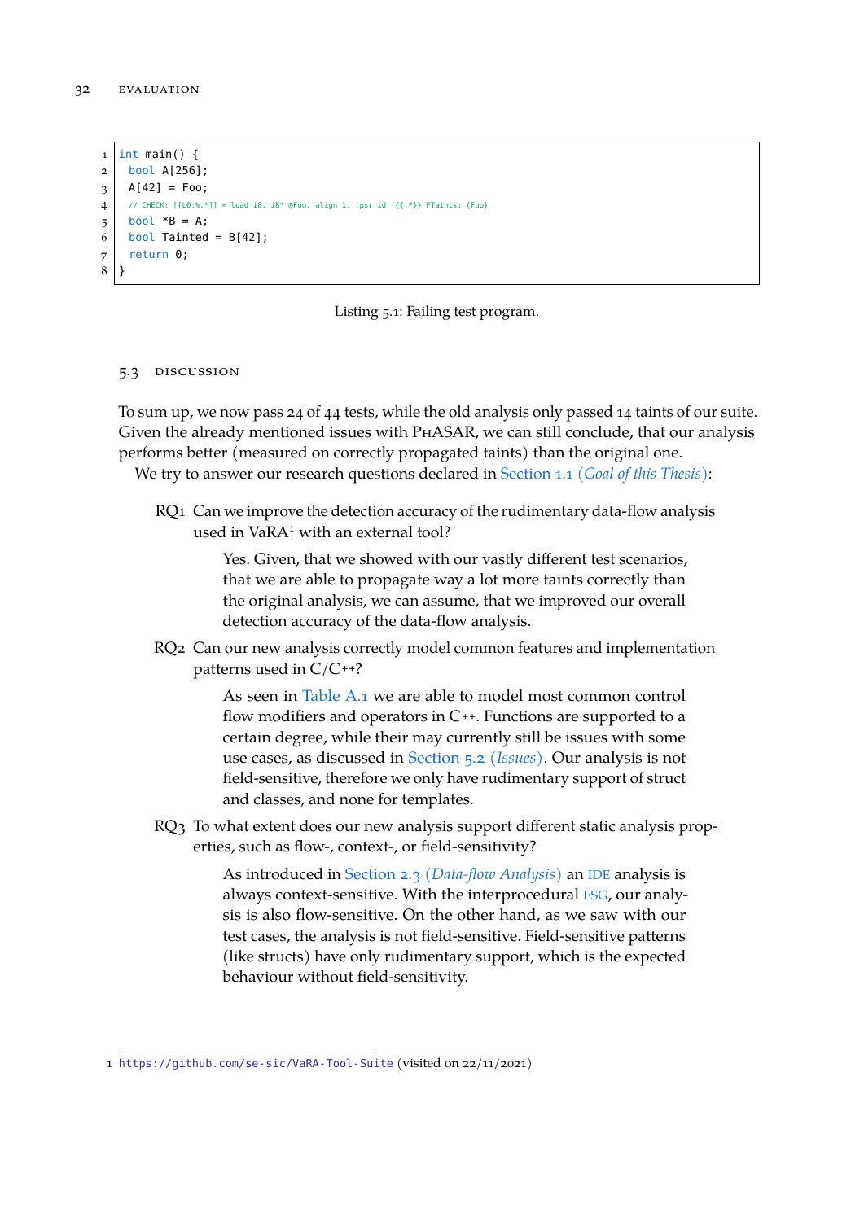```cpp
int main() {
  bool A[256];
  A[42] = Foo;
  // CHECK: [[L0:%.*]] = load i8, i8* @Foo, align 1, !psr.id !{{.*}} FTaints: {Foo}
  bool *B = A;
  bool Tainted = B[42];
  return 0;
}
```

Listing 5.1: Failing test program.

## 5.3 Discussion

To sum up, we now pass 24 of 44 tests, while the old analysis only passed 14 taints of our suite. Given the already mentioned issues with PhASAR, we can still conclude, that our analysis performs better (measured on correctly propagated taints) than the original one.

We try to answer our research questions declared in Section 1.1 (*Goal of this Thesis*):

**RQ1** Can we improve the detection accuracy of the rudimentary data-flow analysis used in VaRA[1] with an external tool?

> Yes. Given, that we showed with our vastly different test scenarios, that we are able to propagate way a lot more taints correctly than the original analysis, we can assume, that we improved our overall detection accuracy of the data-flow analysis.

**RQ2** Can our new analysis correctly model common features and implementation patterns used in C/C++?

> As seen in Table A.1 we are able to model most common control flow modifiers and operators in C++. Functions are supported to a certain degree, while their may currently still be issues with some use cases, as discussed in Section 5.2 (*Issues*). Our analysis is not field-sensitive, therefore we only have rudimentary support of struct and classes, and none for templates.

**RQ3** To what extent does our new analysis support different static analysis properties, such as flow-, context-, or field-sensitivity?

> As introduced in Section 2.3 (*Data-flow Analysis*) an IDE analysis is always context-sensitive. With the interprocedural ESG, our analysis is also flow-sensitive. On the other hand, as we saw with our test cases, the analysis is not field-sensitive. Field-sensitive patterns (like structs) have only rudimentary support, which is the expected behaviour without field-sensitivity.

---

1 https://github.com/se-sic/VaRA-Tool-Suite (visited on 22/11/2021)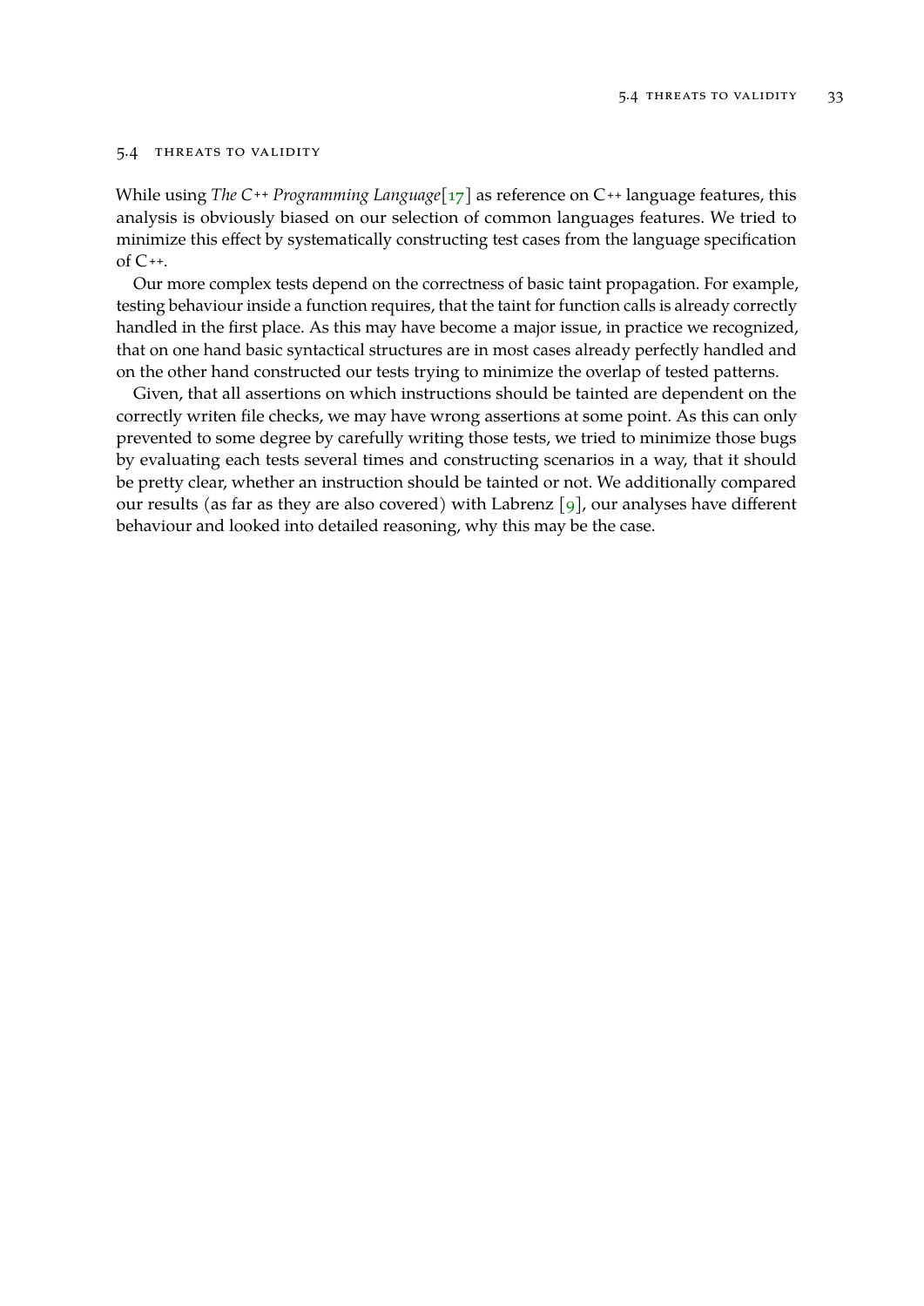## 5.4 Threats to Validity

While using *The C++ Programming Language*[17] as reference on C++ language features, this analysis is obviously biased on our selection of common languages features. We tried to minimize this effect by systematically constructing test cases from the language specification of C++.

Our more complex tests depend on the correctness of basic taint propagation. For example, testing behaviour inside a function requires, that the taint for function calls is already correctly handled in the first place. As this may have become a major issue, in practice we recognized, that on one hand basic syntactical structures are in most cases already perfectly handled and on the other hand constructed our tests trying to minimize the overlap of tested patterns.

Given, that all assertions on which instructions should be tainted are dependent on the correctly writen file checks, we may have wrong assertions at some point. As this can only prevented to some degree by carefully writing those tests, we tried to minimize those bugs by evaluating each tests several times and constructing scenarios in a way, that it should be pretty clear, whether an instruction should be tainted or not. We additionally compared our results (as far as they are also covered) with Labrenz [9], our analyses have different behaviour and looked into detailed reasoning, why this may be the case.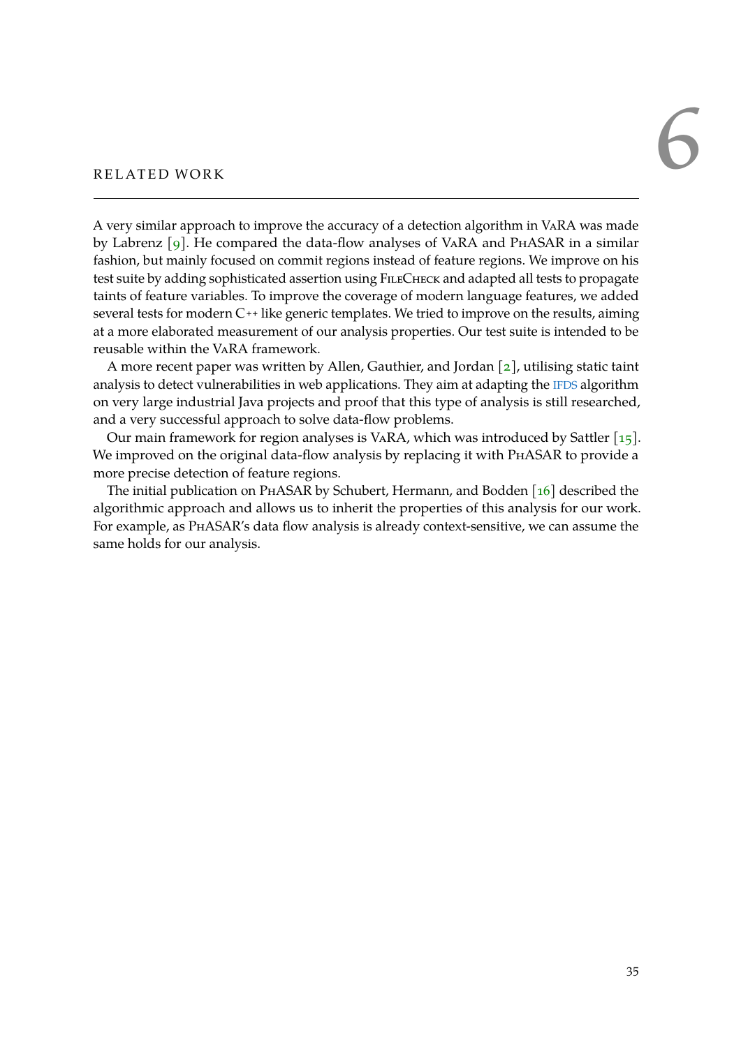# 6 Related Work

A very similar approach to improve the accuracy of a detection algorithm in VaRA was made by Labrenz [9]. He compared the data-flow analyses of VaRA and PhASAR in a similar fashion, but mainly focused on commit regions instead of feature regions. We improve on his test suite by adding sophisticated assertion using FileCheck and adapted all tests to propagate taints of feature variables. To improve the coverage of modern language features, we added several tests for modern C++ like generic templates. We tried to improve on the results, aiming at a more elaborated measurement of our analysis properties. Our test suite is intended to be reusable within the VaRA framework.

A more recent paper was written by Allen, Gauthier, and Jordan [2], utilising static taint analysis to detect vulnerabilities in web applications. They aim at adapting the IFDS algorithm on very large industrial Java projects and proof that this type of analysis is still researched, and a very successful approach to solve data-flow problems.

Our main framework for region analyses is VaRA, which was introduced by Sattler [15]. We improved on the original data-flow analysis by replacing it with PhASAR to provide a more precise detection of feature regions.

The initial publication on PhASAR by Schubert, Hermann, and Bodden [16] described the algorithmic approach and allows us to inherit the properties of this analysis for our work. For example, as PhASAR's data flow analysis is already context-sensitive, we can assume the same holds for our analysis.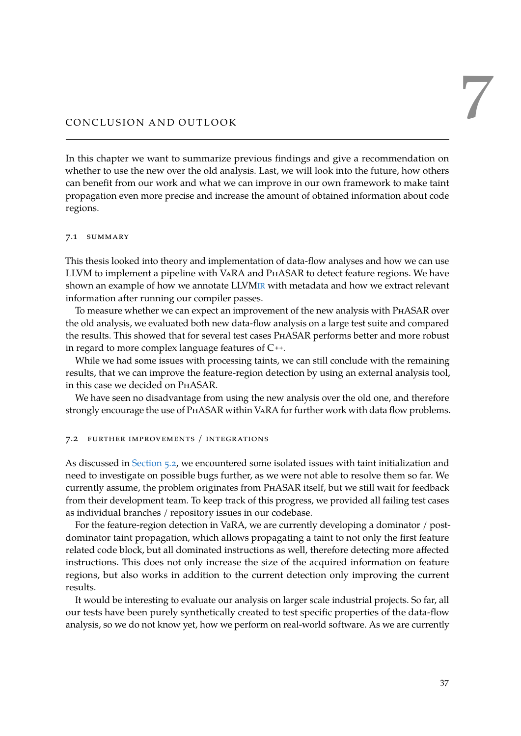# 7 CONCLUSION AND OUTLOOK

In this chapter we want to summarize previous findings and give a recommendation on whether to use the new over the old analysis. Last, we will look into the future, how others can benefit from our work and what we can improve in our own framework to make taint propagation even more precise and increase the amount of obtained information about code regions.

## 7.1 SUMMARY

This thesis looked into theory and implementation of data-flow analyses and how we can use LLVM to implement a pipeline with VaRA and PhASAR to detect feature regions. We have shown an example of how we annotate LLVMIR with metadata and how we extract relevant information after running our compiler passes.

To measure whether we can expect an improvement of the new analysis with PhASAR over the old analysis, we evaluated both new data-flow analysis on a large test suite and compared the results. This showed that for several test cases PhASAR performs better and more robust in regard to more complex language features of C++.

While we had some issues with processing taints, we can still conclude with the remaining results, that we can improve the feature-region detection by using an external analysis tool, in this case we decided on PhASAR.

We have seen no disadvantage from using the new analysis over the old one, and therefore strongly encourage the use of PhASAR within VaRA for further work with data flow problems.

## 7.2 FURTHER IMPROVEMENTS / INTEGRATIONS

As discussed in Section 5.2, we encountered some isolated issues with taint initialization and need to investigate on possible bugs further, as we were not able to resolve them so far. We currently assume, the problem originates from PhASAR itself, but we still wait for feedback from their development team. To keep track of this progress, we provided all failing test cases as individual branches / repository issues in our codebase.

For the feature-region detection in VaRA, we are currently developing a dominator / post-dominator taint propagation, which allows propagating a taint to not only the first feature related code block, but all dominated instructions as well, therefore detecting more affected instructions. This does not only increase the size of the acquired information on feature regions, but also works in addition to the current detection only improving the current results.

It would be interesting to evaluate our analysis on larger scale industrial projects. So far, all our tests have been purely synthetically created to test specific properties of the data-flow analysis, so we do not know yet, how we perform on real-world software. As we are currently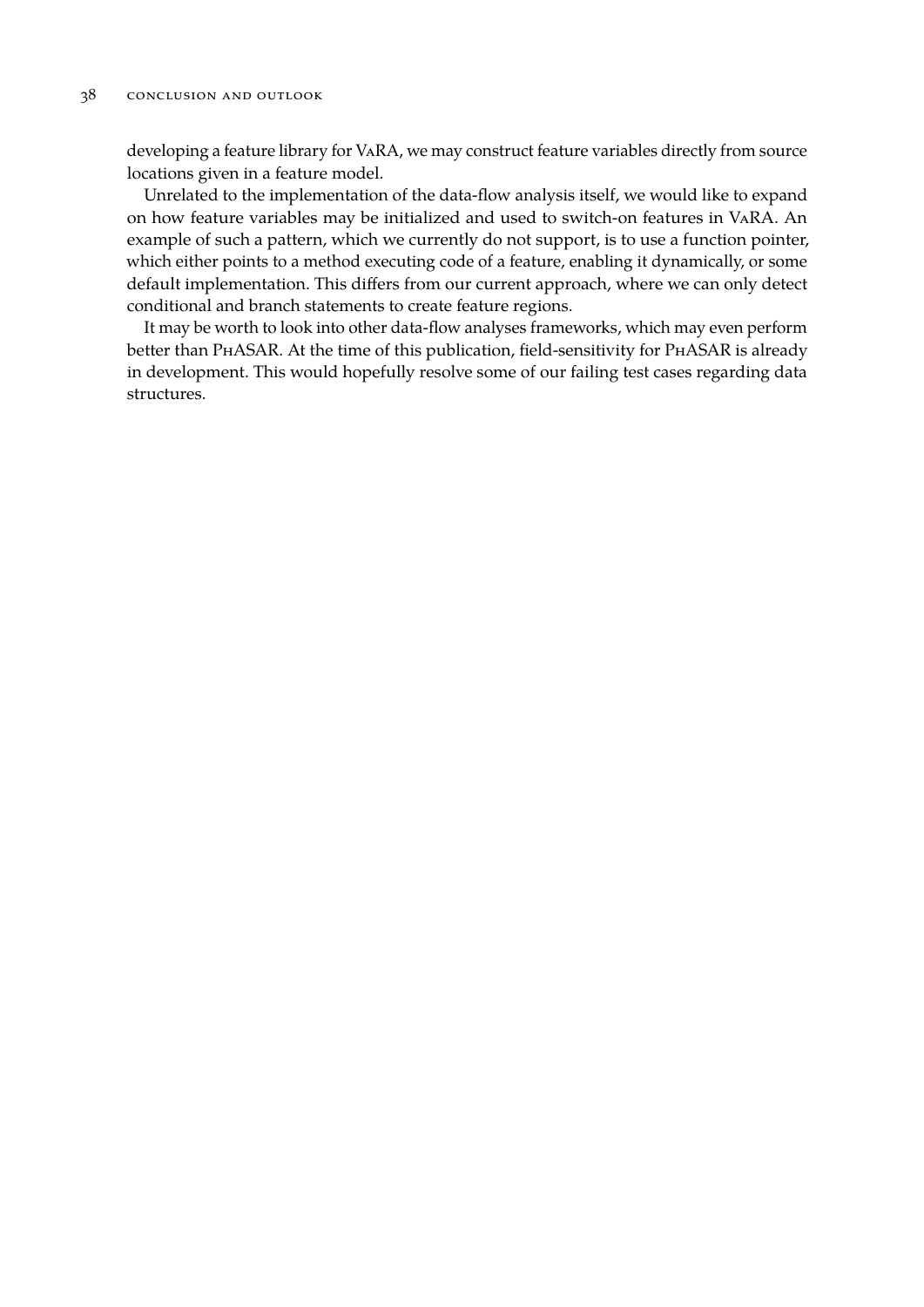developing a feature library for VaRA, we may construct feature variables directly from source locations given in a feature model.

Unrelated to the implementation of the data-flow analysis itself, we would like to expand on how feature variables may be initialized and used to switch-on features in VaRA. An example of such a pattern, which we currently do not support, is to use a function pointer, which either points to a method executing code of a feature, enabling it dynamically, or some default implementation. This differs from our current approach, where we can only detect conditional and branch statements to create feature regions.

It may be worth to look into other data-flow analyses frameworks, which may even perform better than PhASAR. At the time of this publication, field-sensitivity for PhASAR is already in development. This would hopefully resolve some of our failing test cases regarding data structures.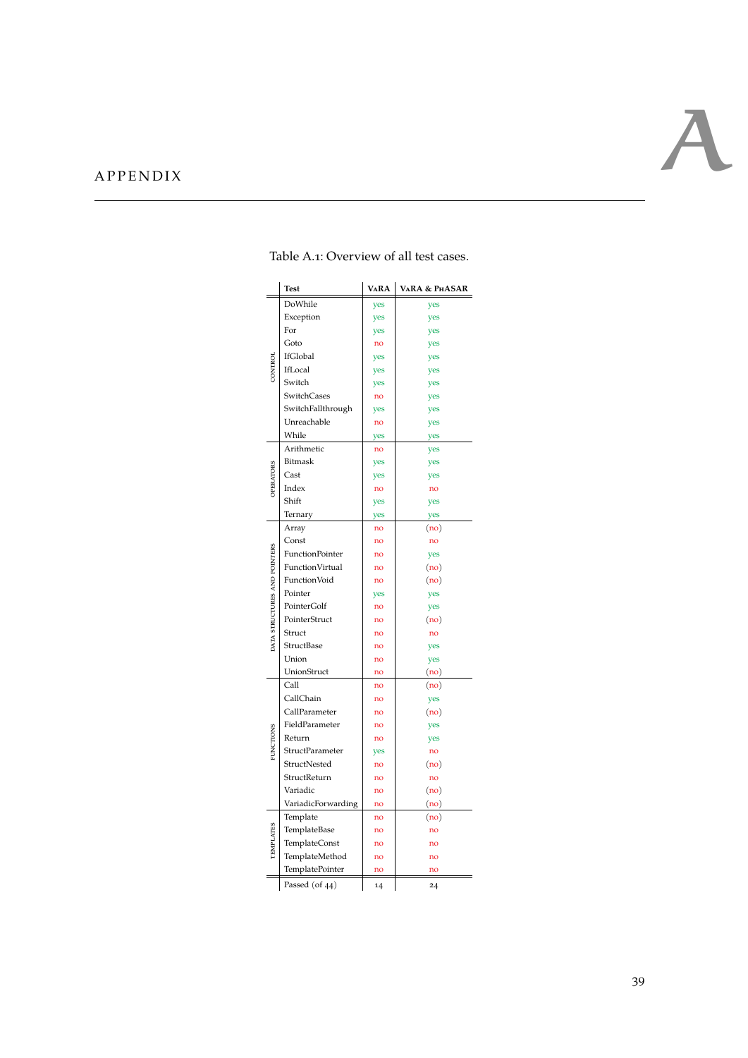# A APPENDIX

Table A.1: Overview of all test cases.

| | Test | VaRA | VaRA & PhASAR |
|---|---|---|---|
| CONTROL | DoWhile | yes | yes |
| | Exception | yes | yes |
| | For | yes | yes |
| | Goto | no | yes |
| | IfGlobal | yes | yes |
| | IfLocal | yes | yes |
| | Switch | yes | yes |
| | SwitchCases | no | yes |
| | SwitchFallthrough | yes | yes |
| | Unreachable | no | yes |
| | While | yes | yes |
| OPERATORS | Arithmetic | no | yes |
| | Bitmask | yes | yes |
| | Cast | yes | yes |
| | Index | no | no |
| | Shift | yes | yes |
| | Ternary | yes | yes |
| DATA STRUCTURES AND POINTERS | Array | no | (no) |
| | Const | no | no |
| | FunctionPointer | no | yes |
| | FunctionVirtual | no | (no) |
| | FunctionVoid | no | (no) |
| | Pointer | yes | yes |
| | PointerGolf | no | yes |
| | PointerStruct | no | (no) |
| | Struct | no | no |
| | StructBase | no | yes |
| | Union | no | yes |
| | UnionStruct | no | (no) |
| FUNCTIONS | Call | no | (no) |
| | CallChain | no | yes |
| | CallParameter | no | (no) |
| | FieldParameter | no | yes |
| | Return | no | yes |
| | StructParameter | yes | no |
| | StructNested | no | (no) |
| | StructReturn | no | no |
| | Variadic | no | (no) |
| | VariadicForwarding | no | (no) |
| TEMPLATES | Template | no | (no) |
| | TemplateBase | no | no |
| | TemplateConst | no | no |
| | TemplateMethod | no | no |
| | TemplatePointer | no | no |
| | Passed (of 44) | 14 | 24 |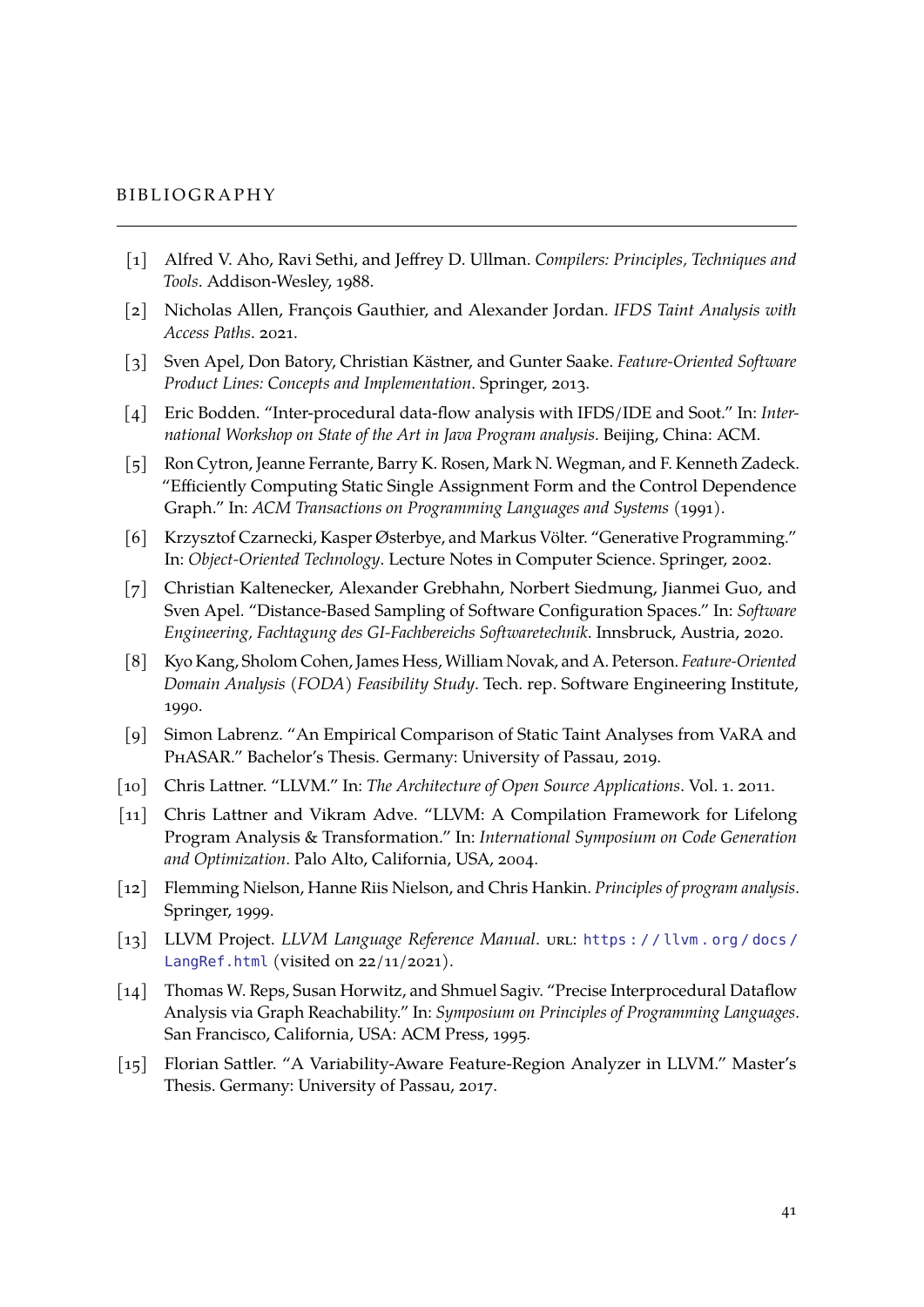# BIBLIOGRAPHY

[1] Alfred V. Aho, Ravi Sethi, and Jeffrey D. Ullman. *Compilers: Principles, Techniques and Tools*. Addison-Wesley, 1988.

[2] Nicholas Allen, François Gauthier, and Alexander Jordan. *IFDS Taint Analysis with Access Paths*. 2021.

[3] Sven Apel, Don Batory, Christian Kästner, and Gunter Saake. *Feature-Oriented Software Product Lines: Concepts and Implementation*. Springer, 2013.

[4] Eric Bodden. "Inter-procedural data-flow analysis with IFDS/IDE and Soot." In: *International Workshop on State of the Art in Java Program analysis*. Beijing, China: ACM.

[5] Ron Cytron, Jeanne Ferrante, Barry K. Rosen, Mark N. Wegman, and F. Kenneth Zadeck. "Efficiently Computing Static Single Assignment Form and the Control Dependence Graph." In: *ACM Transactions on Programming Languages and Systems* (1991).

[6] Krzysztof Czarnecki, Kasper Østerbye, and Markus Völter. "Generative Programming." In: *Object-Oriented Technology*. Lecture Notes in Computer Science. Springer, 2002.

[7] Christian Kaltenecker, Alexander Grebhahn, Norbert Siedmung, Jianmei Guo, and Sven Apel. "Distance-Based Sampling of Software Configuration Spaces." In: *Software Engineering, Fachtagung des GI-Fachbereichs Softwaretechnik*. Innsbruck, Austria, 2020.

[8] Kyo Kang, Sholom Cohen, James Hess, William Novak, and A. Peterson. *Feature-Oriented Domain Analysis (FODA) Feasibility Study*. Tech. rep. Software Engineering Institute, 1990.

[9] Simon Labrenz. "An Empirical Comparison of Static Taint Analyses from VaRA and PhASAR." Bachelor's Thesis. Germany: University of Passau, 2019.

[10] Chris Lattner. "LLVM." In: *The Architecture of Open Source Applications*. Vol. 1. 2011.

[11] Chris Lattner and Vikram Adve. "LLVM: A Compilation Framework for Lifelong Program Analysis & Transformation." In: *International Symposium on Code Generation and Optimization*. Palo Alto, California, USA, 2004.

[12] Flemming Nielson, Hanne Riis Nielson, and Chris Hankin. *Principles of program analysis*. Springer, 1999.

[13] LLVM Project. *LLVM Language Reference Manual*. URL: https://llvm.org/docs/LangRef.html (visited on 22/11/2021).

[14] Thomas W. Reps, Susan Horwitz, and Shmuel Sagiv. "Precise Interprocedural Dataflow Analysis via Graph Reachability." In: *Symposium on Principles of Programming Languages*. San Francisco, California, USA: ACM Press, 1995.

[15] Florian Sattler. "A Variability-Aware Feature-Region Analyzer in LLVM." Master's Thesis. Germany: University of Passau, 2017.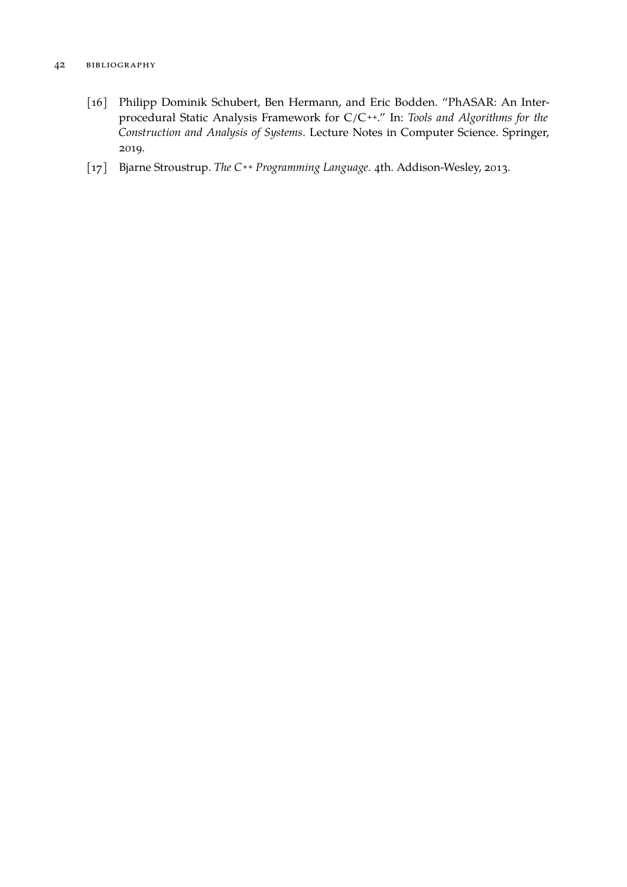[16] Philipp Dominik Schubert, Ben Hermann, and Eric Bodden. “PhASAR: An Interprocedural Static Analysis Framework for C/C++.” In: *Tools and Algorithms for the Construction and Analysis of Systems*. Lecture Notes in Computer Science. Springer, 2019.

[17] Bjarne Stroustrup. *The C++ Programming Language*. 4th. Addison-Wesley, 2013.